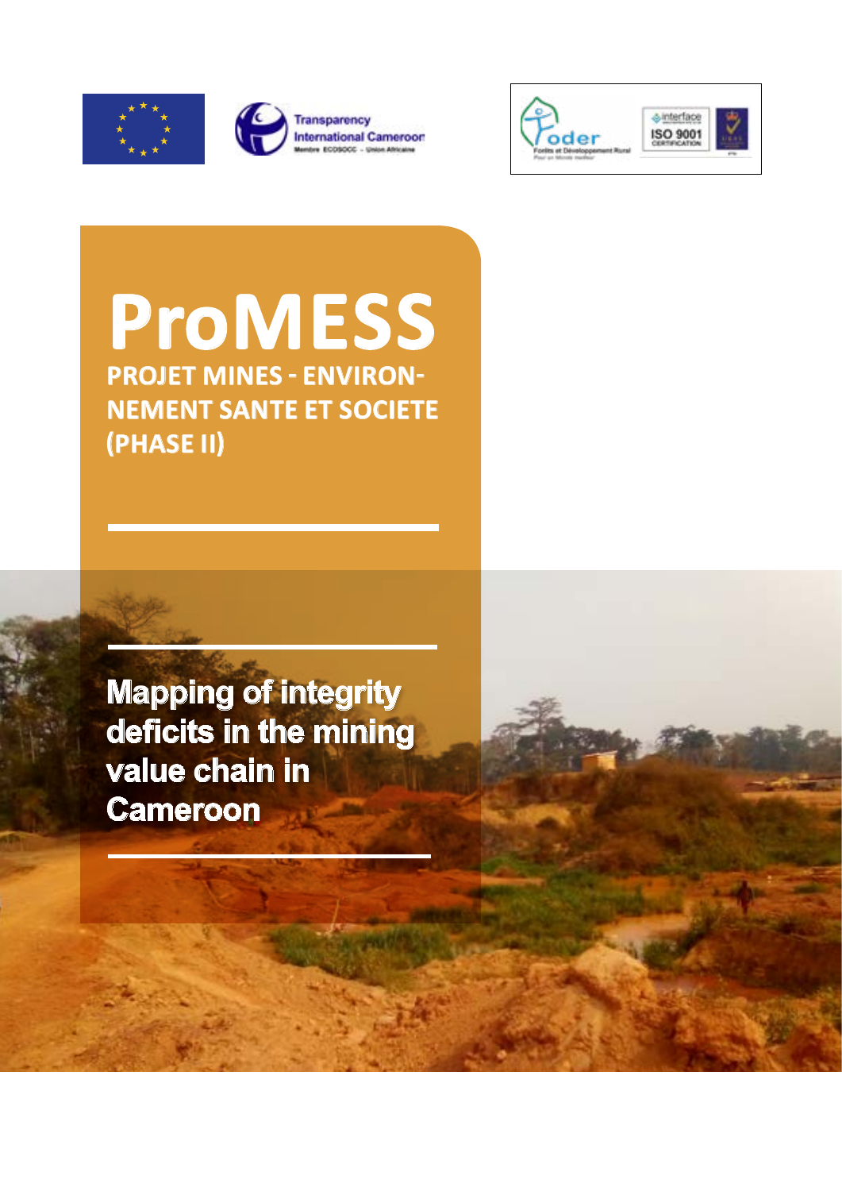Transparency International Cameroon
Membre ECOSOCC - Union Africaine

Foder
Forêts et Développement Rural
Pour un Monde meilleur

interface
ISO 9001
CERTIFICATION

# ProMESS

## PROJET MINES - ENVIRONNEMENT SANTE ET SOCIETE (PHASE II)

# Mapping of integrity deficits in the mining value chain in Cameroon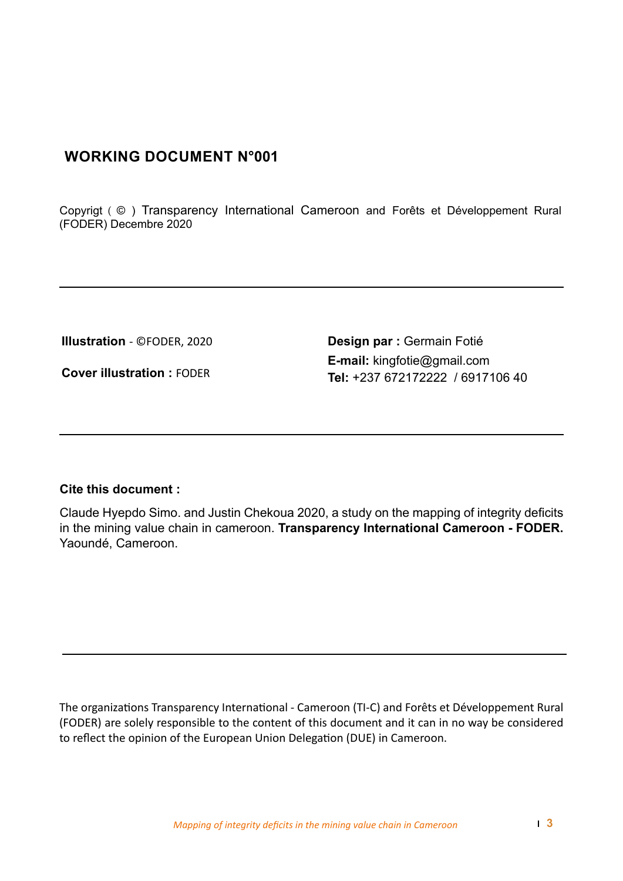## WORKING DOCUMENT N°001

Copyrigt ( © ) Transparency International Cameroon and Forêts et Développement Rural (FODER) Decembre 2020

---

**Illustration** - ©FODER, 2020

**Cover illustration :** FODER

**Design par :** Germain Fotié
**E-mail:** kingfotie@gmail.com
**Tel:** +237 672172222 / 6917106 40

---

**Cite this document :**

Claude Hyepdo Simo. and Justin Chekoua 2020, a study on the mapping of integrity deficits in the mining value chain in cameroon. **Transparency International Cameroon - FODER.** Yaoundé, Cameroon.

---

The organizations Transparency International - Cameroon (TI-C) and Forêts et Développement Rural (FODER) are solely responsible to the content of this document and it can in no way be considered to reflect the opinion of the European Union Delegation (DUE) in Cameroon.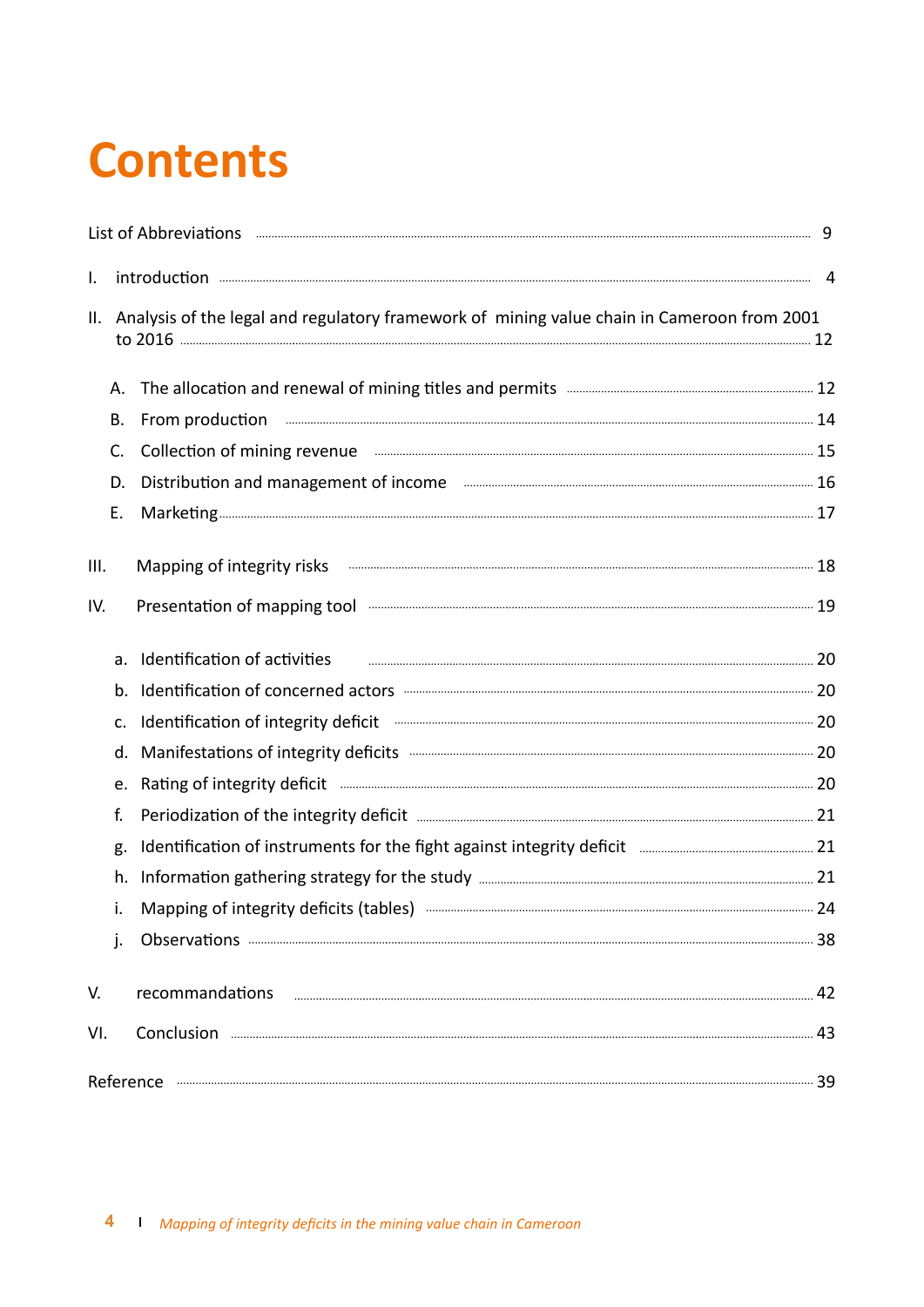# Contents

List of Abbreviations ..... 9

I. introduction ..... 4

II. Analysis of the legal and regulatory framework of mining value chain in Cameroon from 2001 to 2016 ..... 12

- A. The allocation and renewal of mining titles and permits ..... 12
- B. From production ..... 14
- C. Collection of mining revenue ..... 15
- D. Distribution and management of income ..... 16
- E. Marketing ..... 17

III. Mapping of integrity risks ..... 18

IV. Presentation of mapping tool ..... 19

- a. Identification of activities ..... 20
- b. Identification of concerned actors ..... 20
- c. Identification of integrity deficit ..... 20
- d. Manifestations of integrity deficits ..... 20
- e. Rating of integrity deficit ..... 20
- f. Periodization of the integrity deficit ..... 21
- g. Identification of instruments for the fight against integrity deficit ..... 21
- h. Information gathering strategy for the study ..... 21
- i. Mapping of integrity deficits (tables) ..... 24
- j. Observations ..... 38

V. recommandations ..... 42

VI. Conclusion ..... 43

Reference ..... 39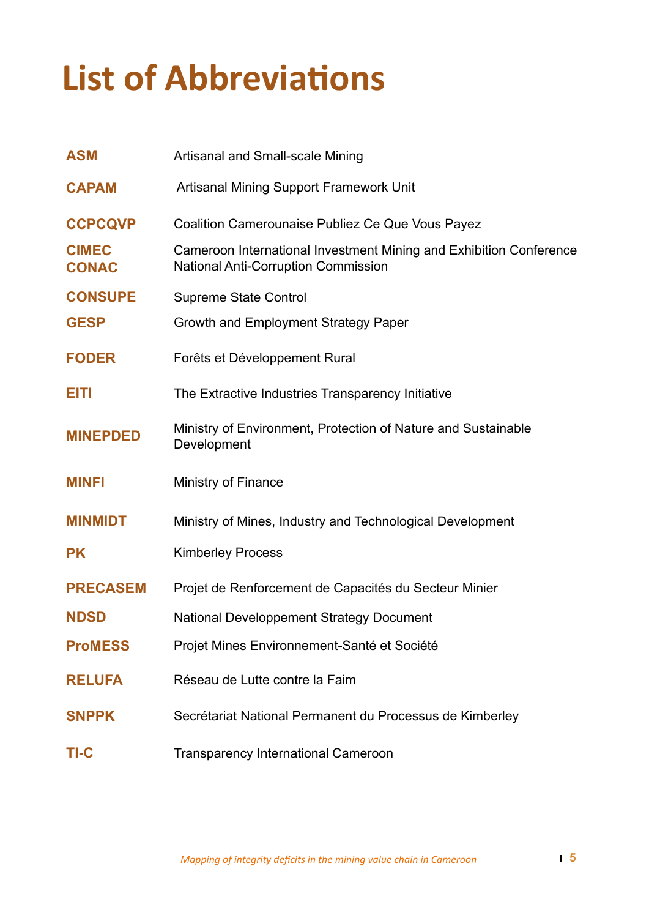# List of Abbreviations

| | |
|---|---|
| **ASM** | Artisanal and Small-scale Mining |
| **CAPAM** | Artisanal Mining Support Framework Unit |
| **CCPCQVP** | Coalition Camerounaise Publiez Ce Que Vous Payez |
| **CIMEC** | Cameroon International Investment Mining and Exhibition Conference |
| **CONAC** | National Anti-Corruption Commission |
| **CONSUPE** | Supreme State Control |
| **GESP** | Growth and Employment Strategy Paper |
| **FODER** | Forêts et Développement Rural |
| **EITI** | The Extractive Industries Transparency Initiative |
| **MINEPDED** | Ministry of Environment, Protection of Nature and Sustainable Development |
| **MINFI** | Ministry of Finance |
| **MINMIDT** | Ministry of Mines, Industry and Technological Development |
| **PK** | Kimberley Process |
| **PRECASEM** | Projet de Renforcement de Capacités du Secteur Minier |
| **NDSD** | National Developpement Strategy Document |
| **ProMESS** | Projet Mines Environnement-Santé et Société |
| **RELUFA** | Réseau de Lutte contre la Faim |
| **SNPPK** | Secrétariat National Permanent du Processus de Kimberley |
| **TI-C** | Transparency International Cameroon |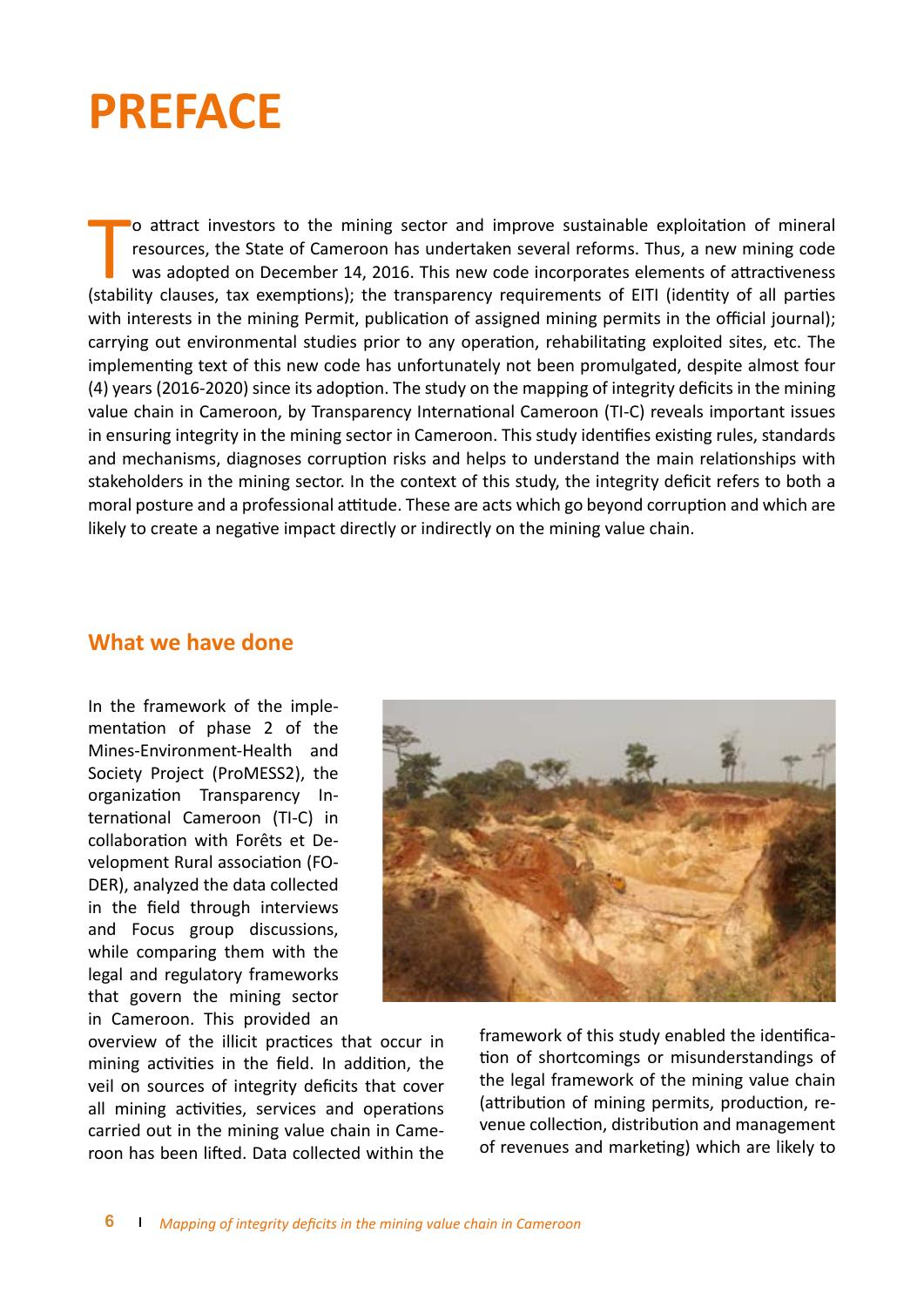# PREFACE

To attract investors to the mining sector and improve sustainable exploitation of mineral resources, the State of Cameroon has undertaken several reforms. Thus, a new mining code was adopted on December 14, 2016. This new code incorporates elements of attractiveness (stability clauses, tax exemptions); the transparency requirements of EITI (identity of all parties with interests in the mining Permit, publication of assigned mining permits in the official journal); carrying out environmental studies prior to any operation, rehabilitating exploited sites, etc. The implementing text of this new code has unfortunately not been promulgated, despite almost four (4) years (2016-2020) since its adoption. The study on the mapping of integrity deficits in the mining value chain in Cameroon, by Transparency International Cameroon (TI-C) reveals important issues in ensuring integrity in the mining sector in Cameroon. This study identifies existing rules, standards and mechanisms, diagnoses corruption risks and helps to understand the main relationships with stakeholders in the mining sector. In the context of this study, the integrity deficit refers to both a moral posture and a professional attitude. These are acts which go beyond corruption and which are likely to create a negative impact directly or indirectly on the mining value chain.

## What we have done

In the framework of the implementation of phase 2 of the Mines-Environment-Health and Society Project (ProMESS2), the organization Transparency International Cameroon (TI-C) in collaboration with Forêts et Development Rural association (FODER), analyzed the data collected in the field through interviews and Focus group discussions, while comparing them with the legal and regulatory frameworks that govern the mining sector in Cameroon. This provided an overview of the illicit practices that occur in mining activities in the field. In addition, the veil on sources of integrity deficits that cover all mining activities, services and operations carried out in the mining value chain in Cameroon has been lifted. Data collected within the framework of this study enabled the identification of shortcomings or misunderstandings of the legal framework of the mining value chain (attribution of mining permits, production, revenue collection, distribution and management of revenues and marketing) which are likely to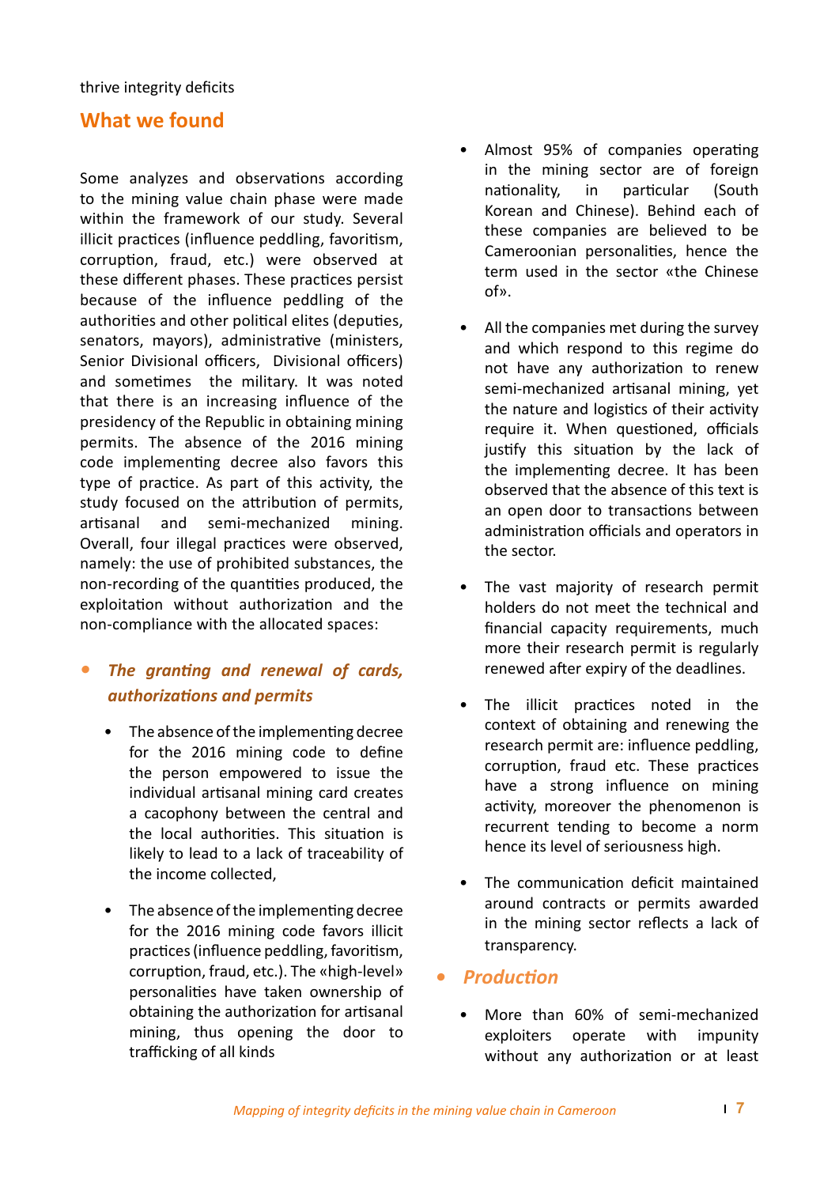thrive integrity deficits

## What we found

Some analyzes and observations according to the mining value chain phase were made within the framework of our study. Several illicit practices (influence peddling, favoritism, corruption, fraud, etc.) were observed at these different phases. These practices persist because of the influence peddling of the authorities and other political elites (deputies, senators, mayors), administrative (ministers, Senior Divisional officers, Divisional officers) and sometimes the military. It was noted that there is an increasing influence of the presidency of the Republic in obtaining mining permits. The absence of the 2016 mining code implementing decree also favors this type of practice. As part of this activity, the study focused on the attribution of permits, artisanal and semi-mechanized mining. Overall, four illegal practices were observed, namely: the use of prohibited substances, the non-recording of the quantities produced, the exploitation without authorization and the non-compliance with the allocated spaces:

- ***The granting and renewal of cards, authorizations and permits***
  - The absence of the implementing decree for the 2016 mining code to define the person empowered to issue the individual artisanal mining card creates a cacophony between the central and the local authorities. This situation is likely to lead to a lack of traceability of the income collected,
  - The absence of the implementing decree for the 2016 mining code favors illicit practices (influence peddling, favoritism, corruption, fraud, etc.). The «high-level» personalities have taken ownership of obtaining the authorization for artisanal mining, thus opening the door to trafficking of all kinds
  - Almost 95% of companies operating in the mining sector are of foreign nationality, in particular (South Korean and Chinese). Behind each of these companies are believed to be Cameroonian personalities, hence the term used in the sector «the Chinese of».
  - All the companies met during the survey and which respond to this regime do not have any authorization to renew semi-mechanized artisanal mining, yet the nature and logistics of their activity require it. When questioned, officials justify this situation by the lack of the implementing decree. It has been observed that the absence of this text is an open door to transactions between administration officials and operators in the sector.
  - The vast majority of research permit holders do not meet the technical and financial capacity requirements, much more their research permit is regularly renewed after expiry of the deadlines.
  - The illicit practices noted in the context of obtaining and renewing the research permit are: influence peddling, corruption, fraud etc. These practices have a strong influence on mining activity, moreover the phenomenon is recurrent tending to become a norm hence its level of seriousness high.
  - The communication deficit maintained around contracts or permits awarded in the mining sector reflects a lack of transparency.
- ***Production***
  - More than 60% of semi-mechanized exploiters operate with impunity without any authorization or at least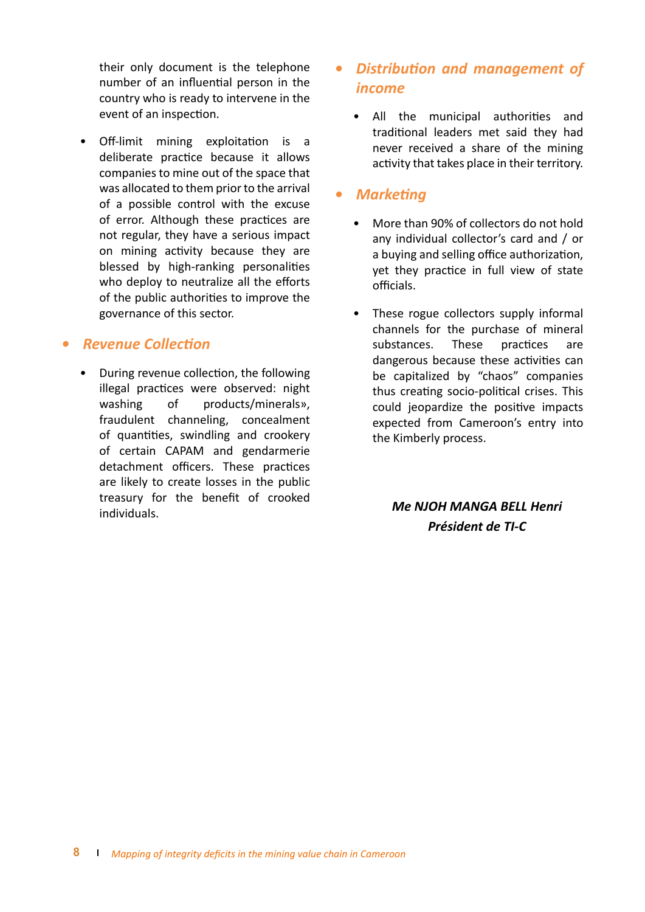their only document is the telephone number of an influential person in the country who is ready to intervene in the event of an inspection.

- Off-limit mining exploitation is a deliberate practice because it allows companies to mine out of the space that was allocated to them prior to the arrival of a possible control with the excuse of error. Although these practices are not regular, they have a serious impact on mining activity because they are blessed by high-ranking personalities who deploy to neutralize all the efforts of the public authorities to improve the governance of this sector.

## Revenue Collection

- During revenue collection, the following illegal practices were observed: night washing of products/minerals», fraudulent channeling, concealment of quantities, swindling and crookery of certain CAPAM and gendarmerie detachment officers. These practices are likely to create losses in the public treasury for the benefit of crooked individuals.

## Distribution and management of income

- All the municipal authorities and traditional leaders met said they had never received a share of the mining activity that takes place in their territory.

## Marketing

- More than 90% of collectors do not hold any individual collector's card and / or a buying and selling office authorization, yet they practice in full view of state officials.

- These rogue collectors supply informal channels for the purchase of mineral substances. These practices are dangerous because these activities can be capitalized by "chaos" companies thus creating socio-political crises. This could jeopardize the positive impacts expected from Cameroon's entry into the Kimberly process.

***Me NJOH MANGA BELL Henri***
***Président de TI-C***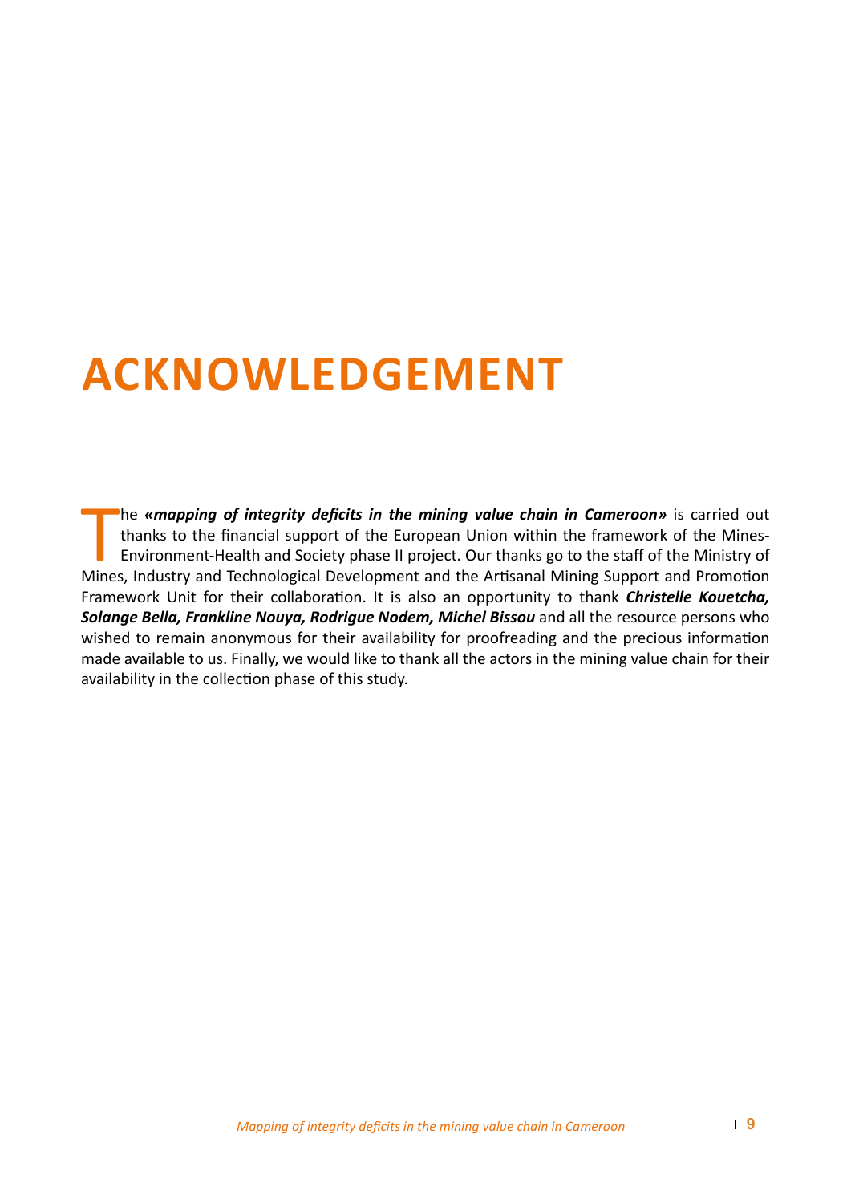# ACKNOWLEDGEMENT

The ***«mapping of integrity deficits in the mining value chain in Cameroon»*** is carried out thanks to the financial support of the European Union within the framework of the Mines-Environment-Health and Society phase II project. Our thanks go to the staff of the Ministry of Mines, Industry and Technological Development and the Artisanal Mining Support and Promotion Framework Unit for their collaboration. It is also an opportunity to thank ***Christelle Kouetcha, Solange Bella, Frankline Nouya, Rodrigue Nodem, Michel Bissou*** and all the resource persons who wished to remain anonymous for their availability for proofreading and the precious information made available to us. Finally, we would like to thank all the actors in the mining value chain for their availability in the collection phase of this study.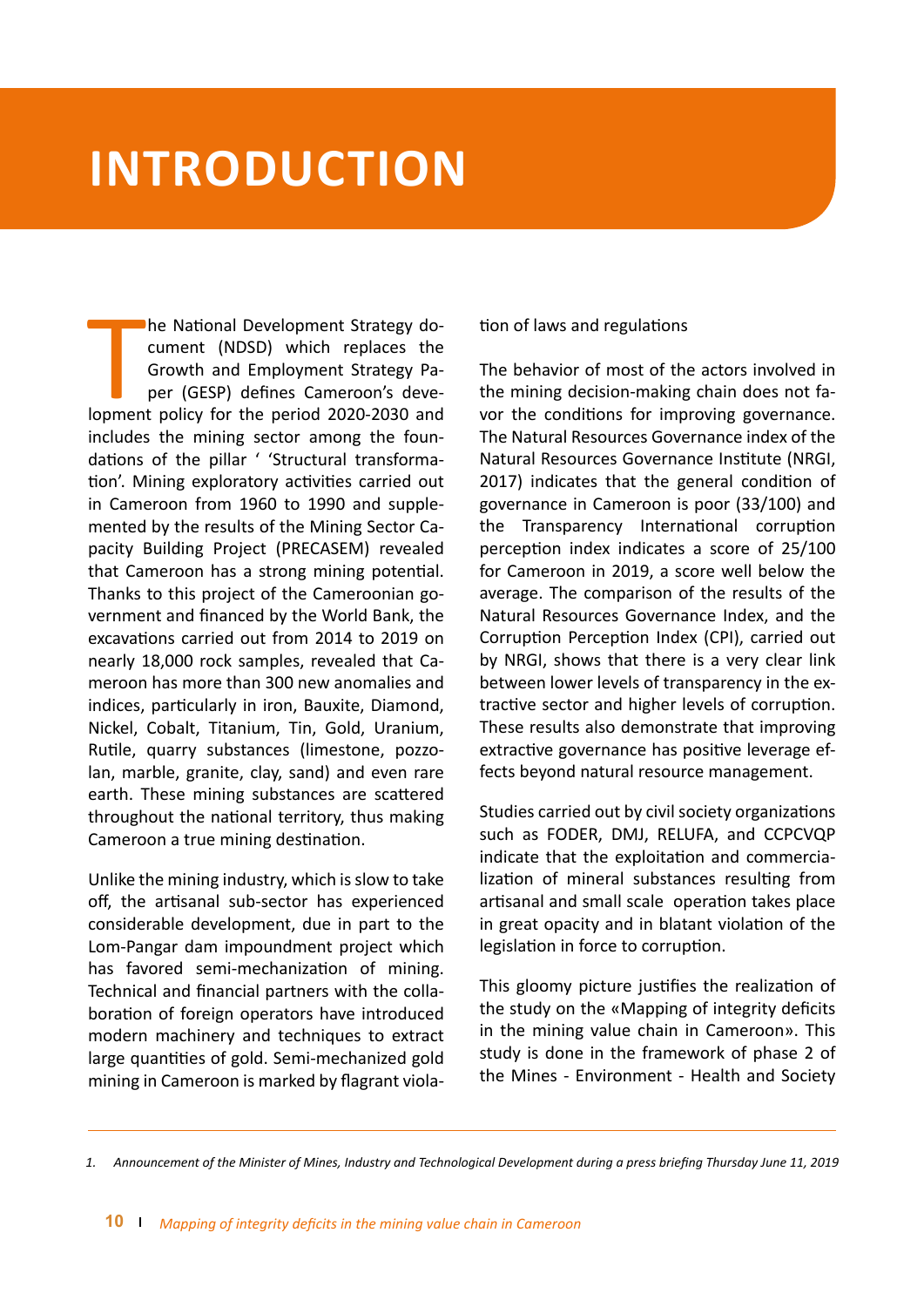# INTRODUCTION

The National Development Strategy document (NDSD) which replaces the Growth and Employment Strategy Paper (GESP) defines Cameroon's development policy for the period 2020-2030 and includes the mining sector among the foundations of the pillar ' 'Structural transformation'. Mining exploratory activities carried out in Cameroon from 1960 to 1990 and supplemented by the results of the Mining Sector Capacity Building Project (PRECASEM) revealed that Cameroon has a strong mining potential. Thanks to this project of the Cameroonian government and financed by the World Bank, the excavations carried out from 2014 to 2019 on nearly 18,000 rock samples, revealed that Cameroon has more than 300 new anomalies and indices, particularly in iron, Bauxite, Diamond, Nickel, Cobalt, Titanium, Tin, Gold, Uranium, Rutile, quarry substances (limestone, pozzolan, marble, granite, clay, sand) and even rare earth. These mining substances are scattered throughout the national territory, thus making Cameroon a true mining destination.

Unlike the mining industry, which is slow to take off, the artisanal sub-sector has experienced considerable development, due in part to the Lom-Pangar dam impoundment project which has favored semi-mechanization of mining. Technical and financial partners with the collaboration of foreign operators have introduced modern machinery and techniques to extract large quantities of gold. Semi-mechanized gold mining in Cameroon is marked by flagrant violation of laws and regulations

The behavior of most of the actors involved in the mining decision-making chain does not favor the conditions for improving governance. The Natural Resources Governance index of the Natural Resources Governance Institute (NRGI, 2017) indicates that the general condition of governance in Cameroon is poor (33/100) and the Transparency International corruption perception index indicates a score of 25/100 for Cameroon in 2019, a score well below the average. The comparison of the results of the Natural Resources Governance Index, and the Corruption Perception Index (CPI), carried out by NRGI, shows that there is a very clear link between lower levels of transparency in the extractive sector and higher levels of corruption. These results also demonstrate that improving extractive governance has positive leverage effects beyond natural resource management.

Studies carried out by civil society organizations such as FODER, DMJ, RELUFA, and CCPCVQP indicate that the exploitation and commercialization of mineral substances resulting from artisanal and small scale operation takes place in great opacity and in blatant violation of the legislation in force to corruption.

This gloomy picture justifies the realization of the study on the «Mapping of integrity deficits in the mining value chain in Cameroon». This study is done in the framework of phase 2 of the Mines - Environment - Health and Society

---

1. *Announcement of the Minister of Mines, Industry and Technological Development during a press briefing Thursday June 11, 2019*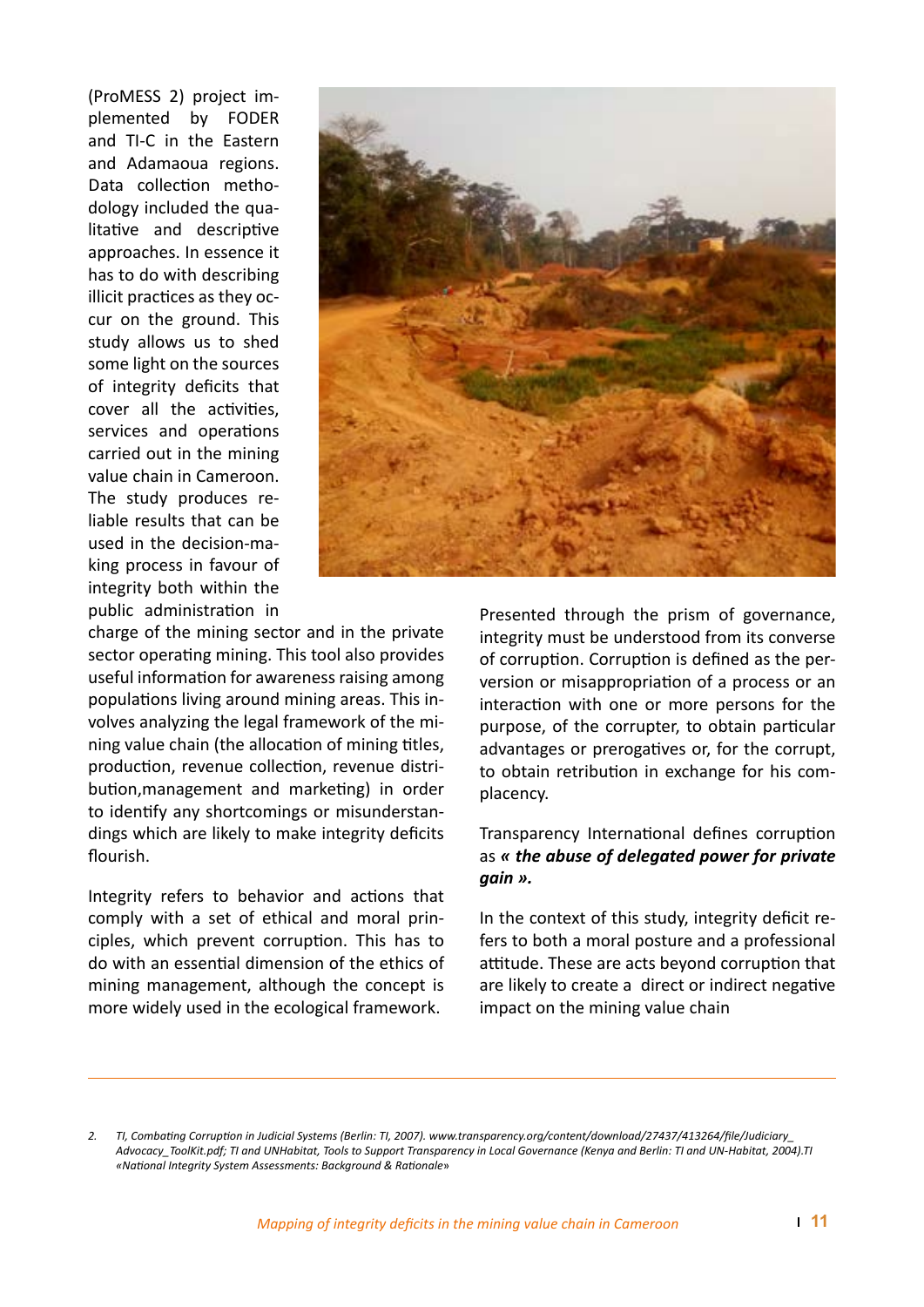(ProMESS 2) project implemented by FODER and TI-C in the Eastern and Adamaoua regions. Data collection methodology included the qualitative and descriptive approaches. In essence it has to do with describing illicit practices as they occur on the ground. This study allows us to shed some light on the sources of integrity deficits that cover all the activities, services and operations carried out in the mining value chain in Cameroon. The study produces reliable results that can be used in the decision-making process in favour of integrity both within the public administration in charge of the mining sector and in the private sector operating mining. This tool also provides useful information for awareness raising among populations living around mining areas. This involves analyzing the legal framework of the mining value chain (the allocation of mining titles, production, revenue collection, revenue distribution,management and marketing) in order to identify any shortcomings or misunderstandings which are likely to make integrity deficits flourish.

Integrity refers to behavior and actions that comply with a set of ethical and moral principles, which prevent corruption. This has to do with an essential dimension of the ethics of mining management, although the concept is more widely used in the ecological framework.

Presented through the prism of governance, integrity must be understood from its converse of corruption. Corruption is defined as the perversion or misappropriation of a process or an interaction with one or more persons for the purpose, of the corrupter, to obtain particular advantages or prerogatives or, for the corrupt, to obtain retribution in exchange for his complacency.

Transparency International defines corruption as ***« the abuse of delegated power for private gain ».***

In the context of this study, integrity deficit refers to both a moral posture and a professional attitude. These are acts beyond corruption that are likely to create a direct or indirect negative impact on the mining value chain

---

*2. TI, Combating Corruption in Judicial Systems (Berlin: TI, 2007). www.transparency.org/content/download/27437/413264/file/Judiciary_Advocacy_ToolKit.pdf; TI and UNHabitat, Tools to Support Transparency in Local Governance (Kenya and Berlin: TI and UN-Habitat, 2004).TI «National Integrity System Assessments: Background & Rationale»*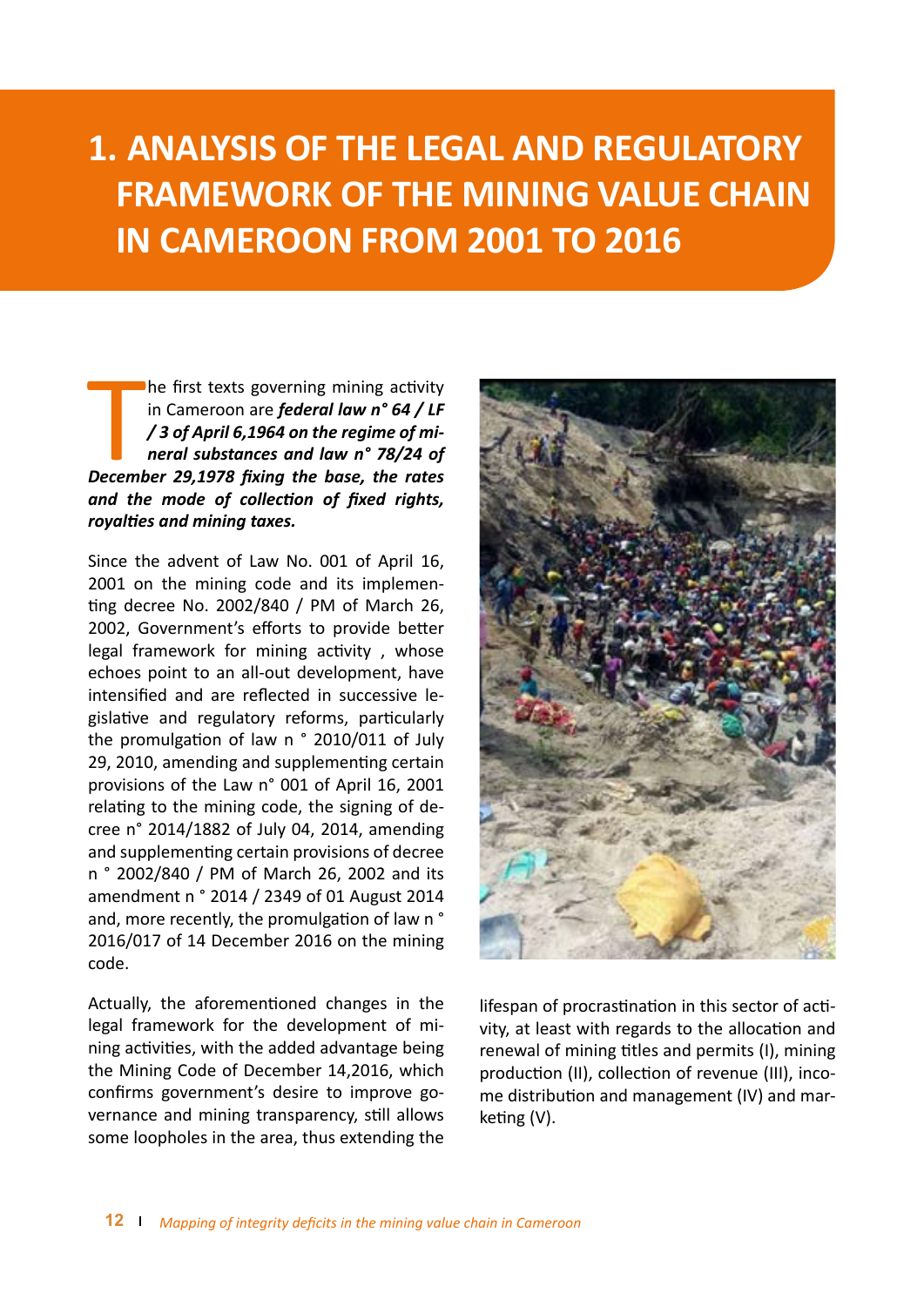# 1. ANALYSIS OF THE LEGAL AND REGULATORY FRAMEWORK OF THE MINING VALUE CHAIN IN CAMEROON FROM 2001 TO 2016

The first texts governing mining activity in Cameroon are ***federal law n° 64 / LF / 3 of April 6,1964 on the regime of mineral substances and law n° 78/24 of December 29,1978 fixing the base, the rates and the mode of collection of fixed rights, royalties and mining taxes.***

Since the advent of Law No. 001 of April 16, 2001 on the mining code and its implementing decree No. 2002/840 / PM of March 26, 2002, Government's efforts to provide better legal framework for mining activity , whose echoes point to an all-out development, have intensified and are reflected in successive legislative and regulatory reforms, particularly the promulgation of law n ° 2010/011 of July 29, 2010, amending and supplementing certain provisions of the Law n° 001 of April 16, 2001 relating to the mining code, the signing of decree n° 2014/1882 of July 04, 2014, amending and supplementing certain provisions of decree n ° 2002/840 / PM of March 26, 2002 and its amendment n ° 2014 / 2349 of 01 August 2014 and, more recently, the promulgation of law n ° 2016/017 of 14 December 2016 on the mining code.

Actually, the aforementioned changes in the legal framework for the development of mining activities, with the added advantage being the Mining Code of December 14,2016, which confirms government's desire to improve governance and mining transparency, still allows some loopholes in the area, thus extending the lifespan of procrastination in this sector of activity, at least with regards to the allocation and renewal of mining titles and permits (I), mining production (II), collection of revenue (III), income distribution and management (IV) and marketing (V).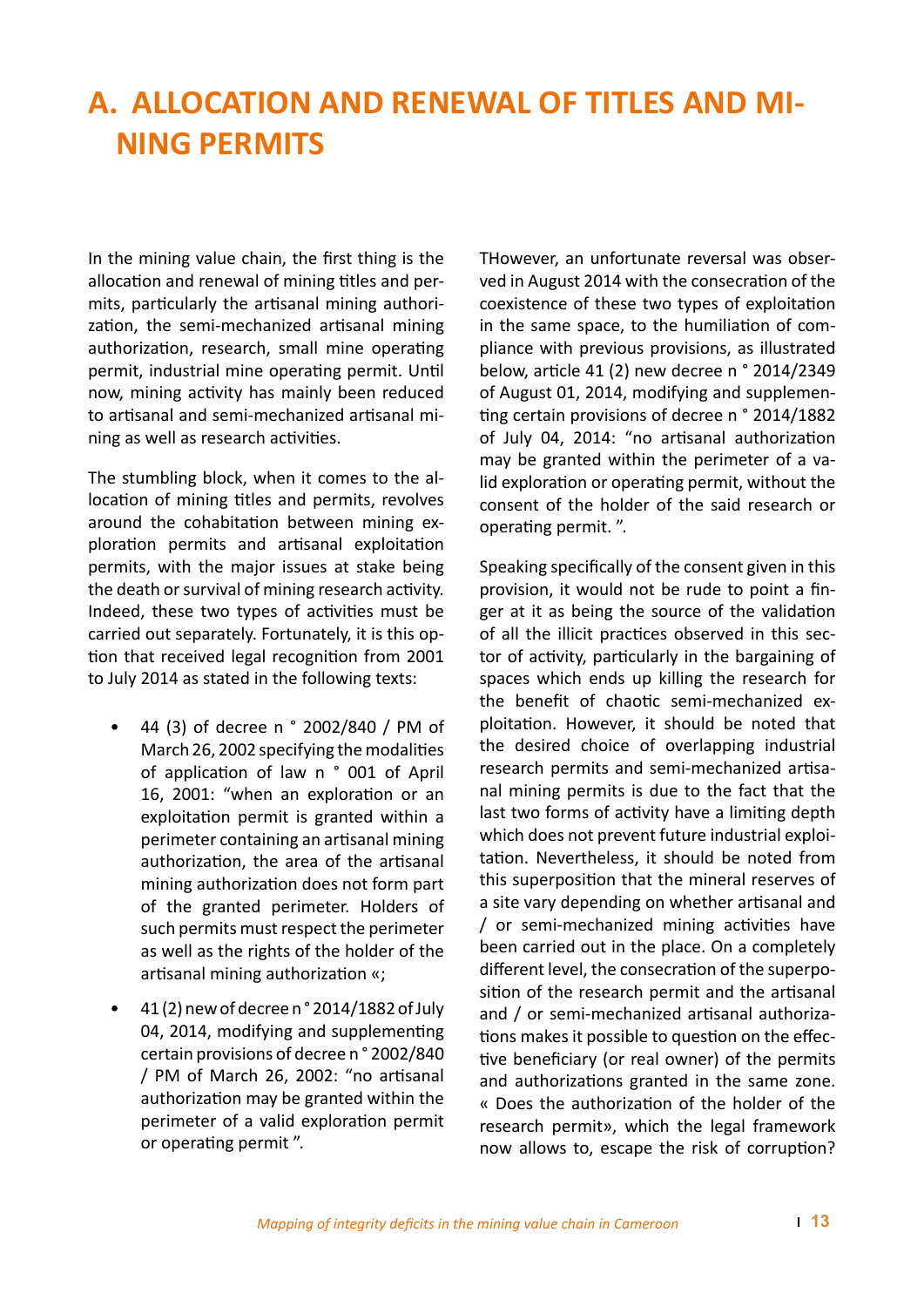# A. ALLOCATION AND RENEWAL OF TITLES AND MINING PERMITS

In the mining value chain, the first thing is the allocation and renewal of mining titles and permits, particularly the artisanal mining authorization, the semi-mechanized artisanal mining authorization, research, small mine operating permit, industrial mine operating permit. Until now, mining activity has mainly been reduced to artisanal and semi-mechanized artisanal mining as well as research activities.

The stumbling block, when it comes to the allocation of mining titles and permits, revolves around the cohabitation between mining exploration permits and artisanal exploitation permits, with the major issues at stake being the death or survival of mining research activity. Indeed, these two types of activities must be carried out separately. Fortunately, it is this option that received legal recognition from 2001 to July 2014 as stated in the following texts:

- 44 (3) of decree n ° 2002/840 / PM of March 26, 2002 specifying the modalities of application of law n ° 001 of April 16, 2001: "when an exploration or an exploitation permit is granted within a perimeter containing an artisanal mining authorization, the area of the artisanal mining authorization does not form part of the granted perimeter. Holders of such permits must respect the perimeter as well as the rights of the holder of the artisanal mining authorization «;
- 41 (2) new of decree n ° 2014/1882 of July 04, 2014, modifying and supplementing certain provisions of decree n ° 2002/840 / PM of March 26, 2002: "no artisanal authorization may be granted within the perimeter of a valid exploration permit or operating permit ".

THowever, an unfortunate reversal was observed in August 2014 with the consecration of the coexistence of these two types of exploitation in the same space, to the humiliation of compliance with previous provisions, as illustrated below, article 41 (2) new decree n ° 2014/2349 of August 01, 2014, modifying and supplementing certain provisions of decree n ° 2014/1882 of July 04, 2014: "no artisanal authorization may be granted within the perimeter of a valid exploration or operating permit, without the consent of the holder of the said research or operating permit. ".

Speaking specifically of the consent given in this provision, it would not be rude to point a finger at it as being the source of the validation of all the illicit practices observed in this sector of activity, particularly in the bargaining of spaces which ends up killing the research for the benefit of chaotic semi-mechanized exploitation. However, it should be noted that the desired choice of overlapping industrial research permits and semi-mechanized artisanal mining permits is due to the fact that the last two forms of activity have a limiting depth which does not prevent future industrial exploitation. Nevertheless, it should be noted from this superposition that the mineral reserves of a site vary depending on whether artisanal and / or semi-mechanized mining activities have been carried out in the place. On a completely different level, the consecration of the superposition of the research permit and the artisanal and / or semi-mechanized artisanal authorizations makes it possible to question on the effective beneficiary (or real owner) of the permits and authorizations granted in the same zone. « Does the authorization of the holder of the research permit», which the legal framework now allows to, escape the risk of corruption?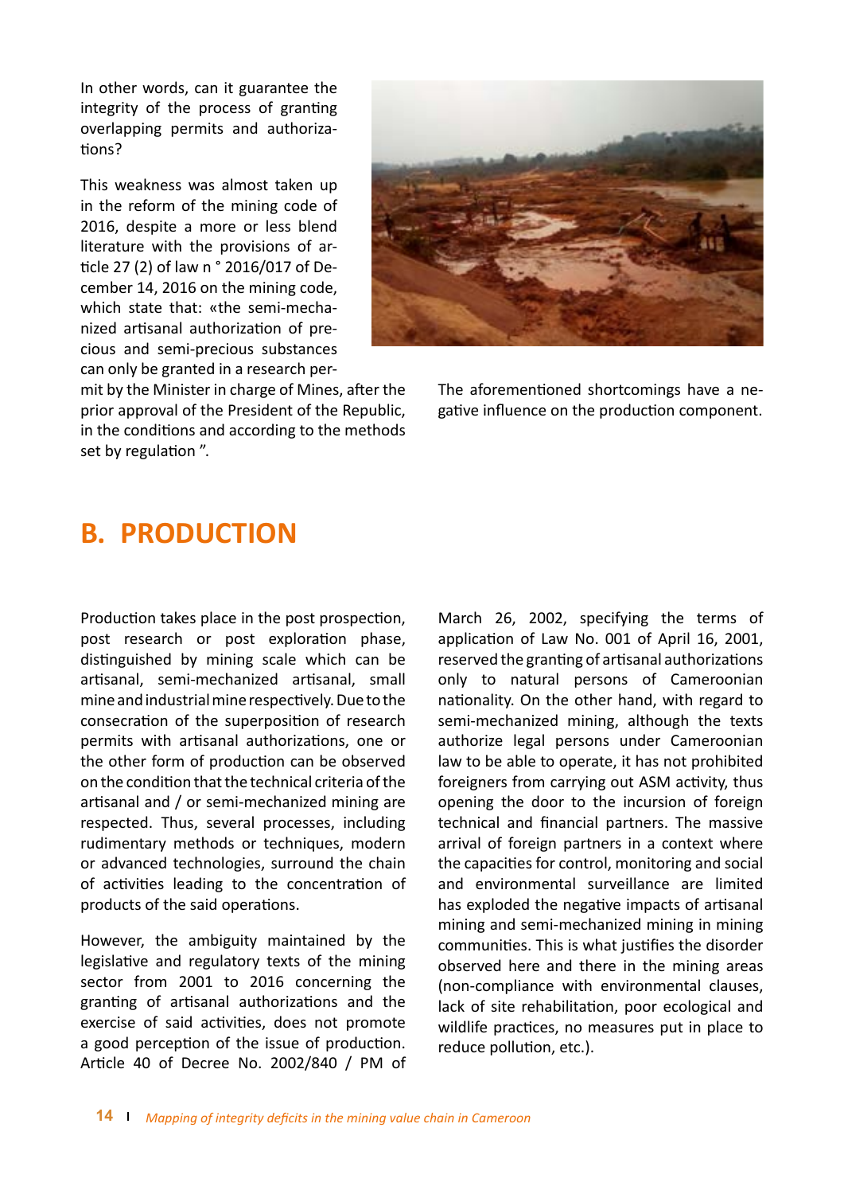In other words, can it guarantee the integrity of the process of granting overlapping permits and authorizations?

This weakness was almost taken up in the reform of the mining code of 2016, despite a more or less blend literature with the provisions of article 27 (2) of law n ° 2016/017 of December 14, 2016 on the mining code, which state that: «the semi-mechanized artisanal authorization of precious and semi-precious substances can only be granted in a research permit by the Minister in charge of Mines, after the prior approval of the President of the Republic, in the conditions and according to the methods set by regulation ".

The aforementioned shortcomings have a negative influence on the production component.

## B. PRODUCTION

Production takes place in the post prospection, post research or post exploration phase, distinguished by mining scale which can be artisanal, semi-mechanized artisanal, small mine and industrial mine respectively. Due to the consecration of the superposition of research permits with artisanal authorizations, one or the other form of production can be observed on the condition that the technical criteria of the artisanal and / or semi-mechanized mining are respected. Thus, several processes, including rudimentary methods or techniques, modern or advanced technologies, surround the chain of activities leading to the concentration of products of the said operations.

However, the ambiguity maintained by the legislative and regulatory texts of the mining sector from 2001 to 2016 concerning the granting of artisanal authorizations and the exercise of said activities, does not promote a good perception of the issue of production. Article 40 of Decree No. 2002/840 / PM of March 26, 2002, specifying the terms of application of Law No. 001 of April 16, 2001, reserved the granting of artisanal authorizations only to natural persons of Cameroonian nationality. On the other hand, with regard to semi-mechanized mining, although the texts authorize legal persons under Cameroonian law to be able to operate, it has not prohibited foreigners from carrying out ASM activity, thus opening the door to the incursion of foreign technical and financial partners. The massive arrival of foreign partners in a context where the capacities for control, monitoring and social and environmental surveillance are limited has exploded the negative impacts of artisanal mining and semi-mechanized mining in mining communities. This is what justifies the disorder observed here and there in the mining areas (non-compliance with environmental clauses, lack of site rehabilitation, poor ecological and wildlife practices, no measures put in place to reduce pollution, etc.).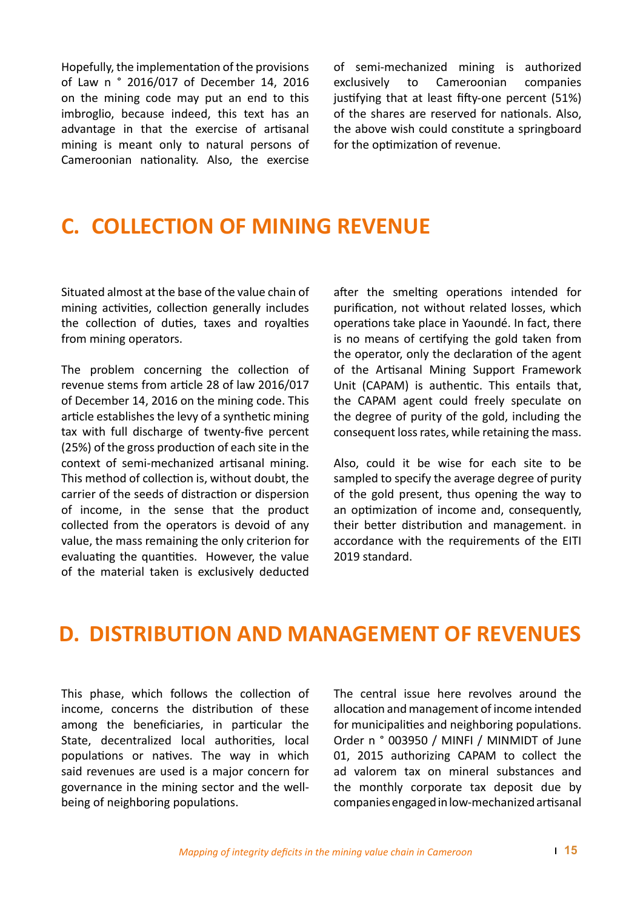Hopefully, the implementation of the provisions of Law n ° 2016/017 of December 14, 2016 on the mining code may put an end to this imbroglio, because indeed, this text has an advantage in that the exercise of artisanal mining is meant only to natural persons of Cameroonian nationality. Also, the exercise of semi-mechanized mining is authorized exclusively to Cameroonian companies justifying that at least fifty-one percent (51%) of the shares are reserved for nationals. Also, the above wish could constitute a springboard for the optimization of revenue.

## C. COLLECTION OF MINING REVENUE

Situated almost at the base of the value chain of mining activities, collection generally includes the collection of duties, taxes and royalties from mining operators.

The problem concerning the collection of revenue stems from article 28 of law 2016/017 of December 14, 2016 on the mining code. This article establishes the levy of a synthetic mining tax with full discharge of twenty-five percent (25%) of the gross production of each site in the context of semi-mechanized artisanal mining. This method of collection is, without doubt, the carrier of the seeds of distraction or dispersion of income, in the sense that the product collected from the operators is devoid of any value, the mass remaining the only criterion for evaluating the quantities. However, the value of the material taken is exclusively deducted after the smelting operations intended for purification, not without related losses, which operations take place in Yaoundé. In fact, there is no means of certifying the gold taken from the operator, only the declaration of the agent of the Artisanal Mining Support Framework Unit (CAPAM) is authentic. This entails that, the CAPAM agent could freely speculate on the degree of purity of the gold, including the consequent loss rates, while retaining the mass.

Also, could it be wise for each site to be sampled to specify the average degree of purity of the gold present, thus opening the way to an optimization of income and, consequently, their better distribution and management. in accordance with the requirements of the EITI 2019 standard.

## D. DISTRIBUTION AND MANAGEMENT OF REVENUES

This phase, which follows the collection of income, concerns the distribution of these among the beneficiaries, in particular the State, decentralized local authorities, local populations or natives. The way in which said revenues are used is a major concern for governance in the mining sector and the well-being of neighboring populations.

The central issue here revolves around the allocation and management of income intended for municipalities and neighboring populations. Order n ° 003950 / MINFI / MINMIDT of June 01, 2015 authorizing CAPAM to collect the ad valorem tax on mineral substances and the monthly corporate tax deposit due by companies engaged in low-mechanized artisanal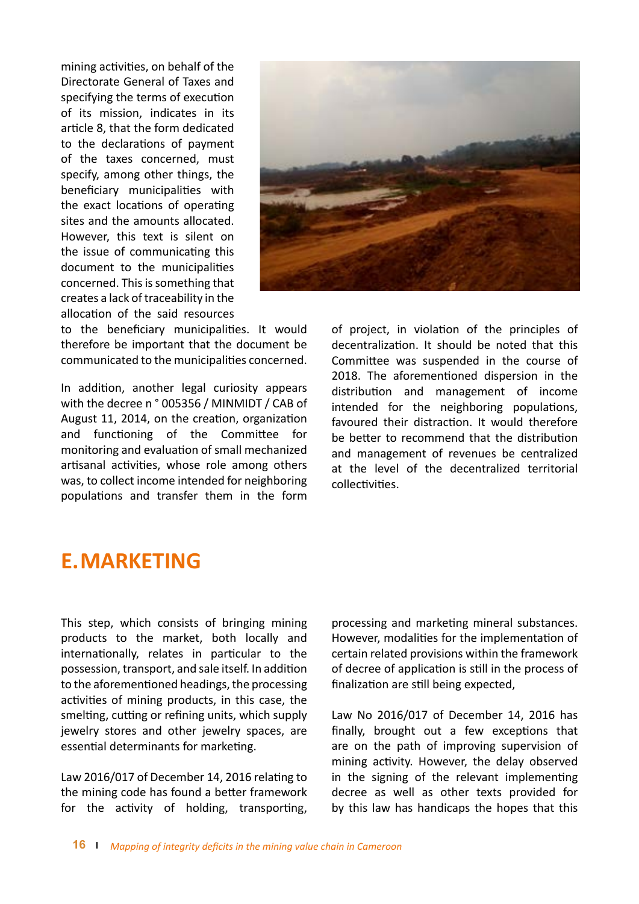mining activities, on behalf of the Directorate General of Taxes and specifying the terms of execution of its mission, indicates in its article 8, that the form dedicated to the declarations of payment of the taxes concerned, must specify, among other things, the beneficiary municipalities with the exact locations of operating sites and the amounts allocated. However, this text is silent on the issue of communicating this document to the municipalities concerned. This is something that creates a lack of traceability in the allocation of the said resources to the beneficiary municipalities. It would therefore be important that the document be communicated to the municipalities concerned.

In addition, another legal curiosity appears with the decree n ° 005356 / MINMIDT / CAB of August 11, 2014, on the creation, organization and functioning of the Committee for monitoring and evaluation of small mechanized artisanal activities, whose role among others was, to collect income intended for neighboring populations and transfer them in the form of project, in violation of the principles of decentralization. It should be noted that this Committee was suspended in the course of 2018. The aforementioned dispersion in the distribution and management of income intended for the neighboring populations, favoured their distraction. It would therefore be better to recommend that the distribution and management of revenues be centralized at the level of the decentralized territorial collectivities.

# E. MARKETING

This step, which consists of bringing mining products to the market, both locally and internationally, relates in particular to the possession, transport, and sale itself. In addition to the aforementioned headings, the processing activities of mining products, in this case, the smelting, cutting or refining units, which supply jewelry stores and other jewelry spaces, are essential determinants for marketing.

Law 2016/017 of December 14, 2016 relating to the mining code has found a better framework for the activity of holding, transporting, processing and marketing mineral substances. However, modalities for the implementation of certain related provisions within the framework of decree of application is still in the process of finalization are still being expected,

Law No 2016/017 of December 14, 2016 has finally, brought out a few exceptions that are on the path of improving supervision of mining activity. However, the delay observed in the signing of the relevant implementing decree as well as other texts provided for by this law has handicaps the hopes that this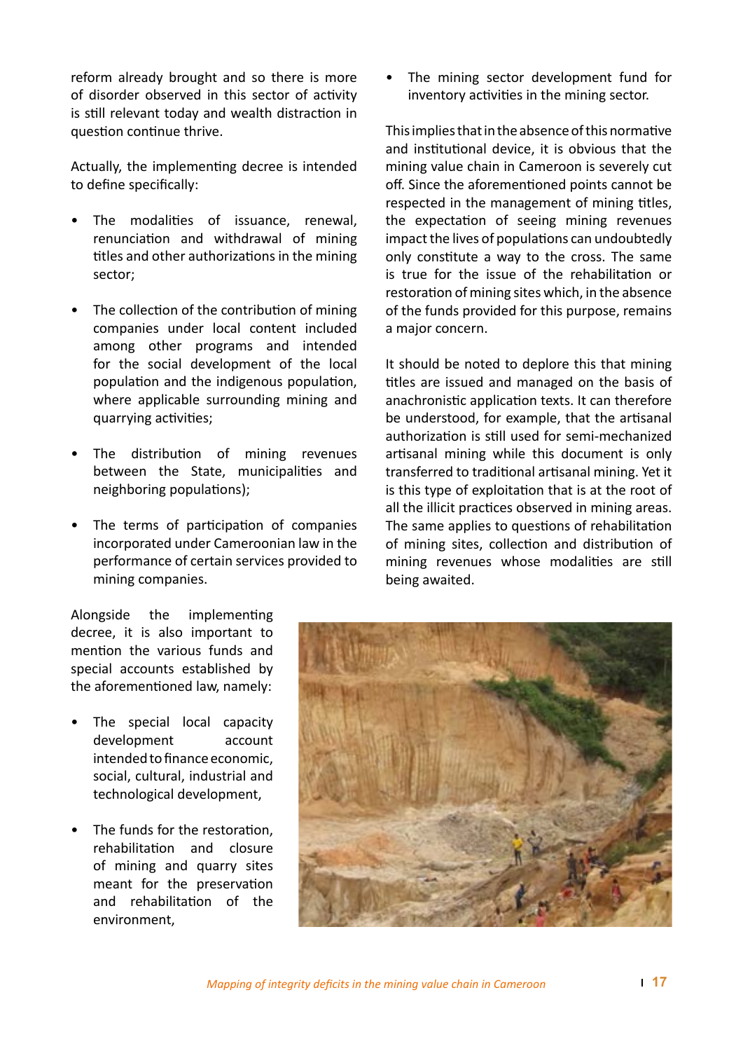reform already brought and so there is more of disorder observed in this sector of activity is still relevant today and wealth distraction in question continue thrive.

Actually, the implementing decree is intended to define specifically:

- The modalities of issuance, renewal, renunciation and withdrawal of mining titles and other authorizations in the mining sector;
- The collection of the contribution of mining companies under local content included among other programs and intended for the social development of the local population and the indigenous population, where applicable surrounding mining and quarrying activities;
- The distribution of mining revenues between the State, municipalities and neighboring populations);
- The terms of participation of companies incorporated under Cameroonian law in the performance of certain services provided to mining companies.

Alongside the implementing decree, it is also important to mention the various funds and special accounts established by the aforementioned law, namely:

- The special local capacity development account intended to finance economic, social, cultural, industrial and technological development,
- The funds for the restoration, rehabilitation and closure of mining and quarry sites meant for the preservation and rehabilitation of the environment,
- The mining sector development fund for inventory activities in the mining sector.

This implies that in the absence of this normative and institutional device, it is obvious that the mining value chain in Cameroon is severely cut off. Since the aforementioned points cannot be respected in the management of mining titles, the expectation of seeing mining revenues impact the lives of populations can undoubtedly only constitute a way to the cross. The same is true for the issue of the rehabilitation or restoration of mining sites which, in the absence of the funds provided for this purpose, remains a major concern.

It should be noted to deplore this that mining titles are issued and managed on the basis of anachronistic application texts. It can therefore be understood, for example, that the artisanal authorization is still used for semi-mechanized artisanal mining while this document is only transferred to traditional artisanal mining. Yet it is this type of exploitation that is at the root of all the illicit practices observed in mining areas. The same applies to questions of rehabilitation of mining sites, collection and distribution of mining revenues whose modalities are still being awaited.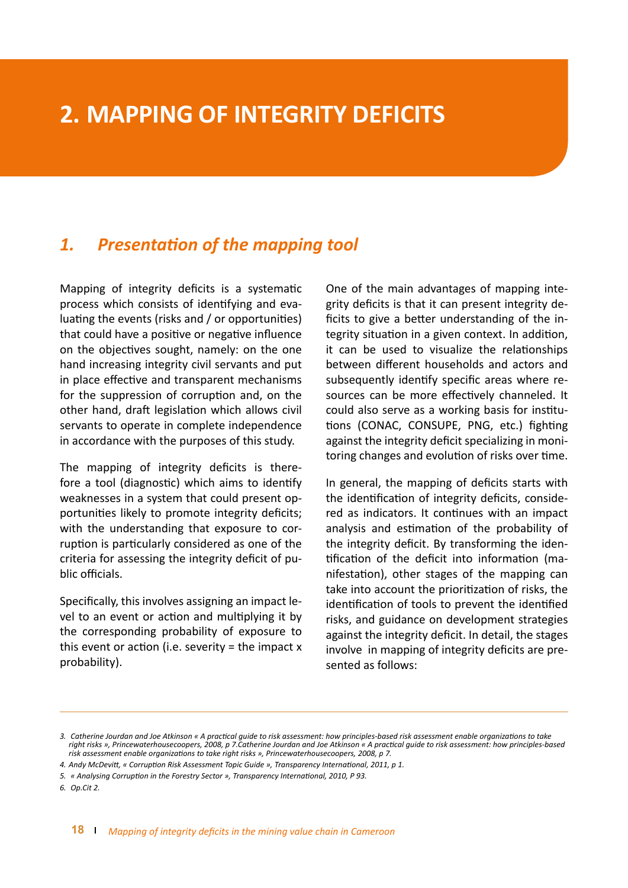# 2. MAPPING OF INTEGRITY DEFICITS

## *1. Presentation of the mapping tool*

Mapping of integrity deficits is a systematic process which consists of identifying and evaluating the events (risks and / or opportunities) that could have a positive or negative influence on the objectives sought, namely: on the one hand increasing integrity civil servants and put in place effective and transparent mechanisms for the suppression of corruption and, on the other hand, draft legislation which allows civil servants to operate in complete independence in accordance with the purposes of this study.

The mapping of integrity deficits is therefore a tool (diagnostic) which aims to identify weaknesses in a system that could present opportunities likely to promote integrity deficits; with the understanding that exposure to corruption is particularly considered as one of the criteria for assessing the integrity deficit of public officials.

Specifically, this involves assigning an impact level to an event or action and multiplying it by the corresponding probability of exposure to this event or action (i.e. severity = the impact x probability).

One of the main advantages of mapping integrity deficits is that it can present integrity deficits to give a better understanding of the integrity situation in a given context. In addition, it can be used to visualize the relationships between different households and actors and subsequently identify specific areas where resources can be more effectively channeled. It could also serve as a working basis for institutions (CONAC, CONSUPE, PNG, etc.) fighting against the integrity deficit specializing in monitoring changes and evolution of risks over time.

In general, the mapping of deficits starts with the identification of integrity deficits, considered as indicators. It continues with an impact analysis and estimation of the probability of the integrity deficit. By transforming the identification of the deficit into information (manifestation), other stages of the mapping can take into account the prioritization of risks, the identification of tools to prevent the identified risks, and guidance on development strategies against the integrity deficit. In detail, the stages involve in mapping of integrity deficits are presented as follows:

---

*3. Catherine Jourdan and Joe Atkinson « A practical guide to risk assessment: how principles-based risk assessment enable organizations to take right risks », Princewaterhousecoopers, 2008, p 7.Catherine Jourdan and Joe Atkinson « A practical guide to risk assessment: how principles-based risk assessment enable organizations to take right risks », Princewaterhousecoopers, 2008, p 7.*

*4. Andy McDevitt, « Corruption Risk Assessment Topic Guide », Transparency International, 2011, p 1.*

*5. « Analysing Corruption in the Forestry Sector », Transparency International, 2010, P 93.*

*6. Op.Cit 2.*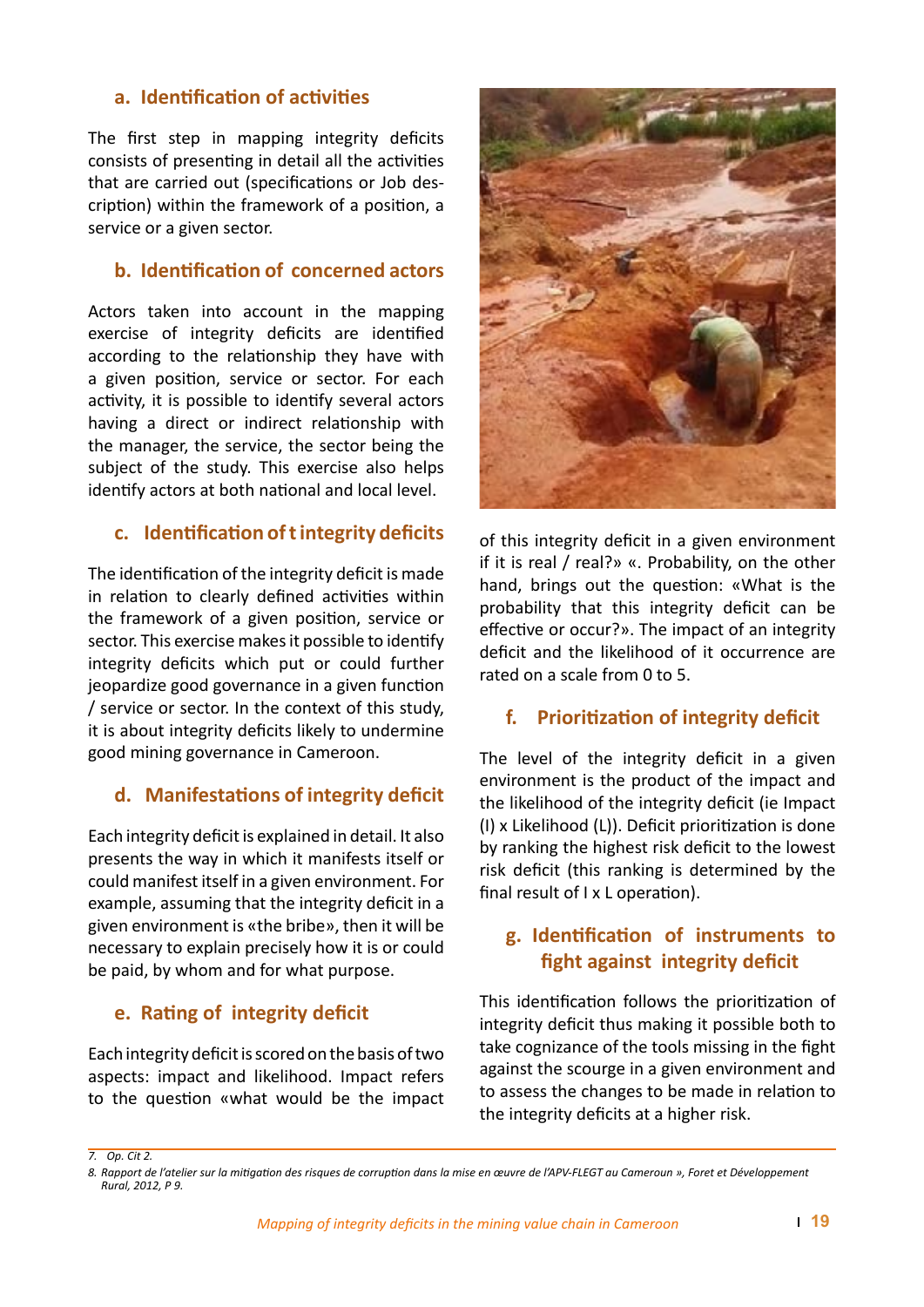### a. Identification of activities

The first step in mapping integrity deficits consists of presenting in detail all the activities that are carried out (specifications or Job description) within the framework of a position, a service or a given sector.

### b. Identification of concerned actors

Actors taken into account in the mapping exercise of integrity deficits are identified according to the relationship they have with a given position, service or sector. For each activity, it is possible to identify several actors having a direct or indirect relationship with the manager, the service, the sector being the subject of the study. This exercise also helps identify actors at both national and local level.

### c. Identification of t integrity deficits

The identification of the integrity deficit is made in relation to clearly defined activities within the framework of a given position, service or sector. This exercise makes it possible to identify integrity integrity deficits which put or could further jeopardize good governance in a given function / service or sector. In the context of this study, it is about integrity deficits likely to undermine good mining governance in Cameroon.

### d. Manifestations of integrity deficit

Each integrity deficit is explained in detail. It also presents the way in which it manifests itself or could manifest itself in a given environment. For example, assuming that the integrity deficit in a given environment is «the bribe», then it will be necessary to explain precisely how it is or could be paid, by whom and for what purpose.

### e. Rating of integrity deficit

Each integrity deficit is scored on the basis of two aspects: impact and likelihood. Impact refers to the question «what would be the impact of this integrity deficit in a given environment if it is real / real?» «. Probability, on the other hand, brings out the question: «What is the probability that this integrity deficit can be effective or occur?». The impact of an integrity deficit and the likelihood of it occurrence are rated on a scale from 0 to 5.

### f. Prioritization of integrity deficit

The level of the integrity deficit in a given environment is the product of the impact and the likelihood of the integrity deficit (ie Impact (I) x Likelihood (L)). Deficit prioritization is done by ranking the highest risk deficit to the lowest risk deficit (this ranking is determined by the final result of I x L operation).

### g. Identification of instruments to fight against integrity deficit

This identification follows the prioritization of integrity deficit thus making it possible both to take cognizance of the tools missing in the fight against the scourge in a given environment and to assess the changes to be made in relation to the integrity deficits at a higher risk.

---

*7. Op. Cit 2.*

*8. Rapport de l'atelier sur la mitigation des risques de corruption dans la mise en œuvre de l'APV-FLEGT au Cameroun », Foret et Développement Rural, 2012, P 9.*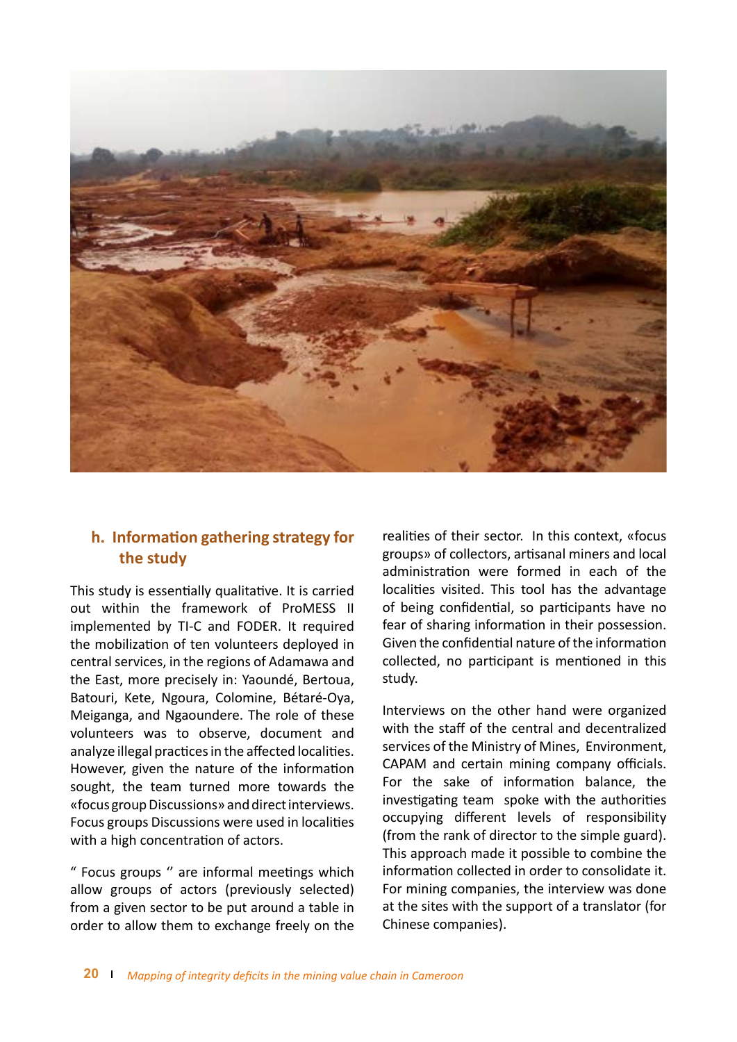## h. Information gathering strategy for the study

This study is essentially qualitative. It is carried out within the framework of ProMESS II implemented by TI-C and FODER. It required the mobilization of ten volunteers deployed in central services, in the regions of Adamawa and the East, more precisely in: Yaoundé, Bertoua, Batouri, Kete, Ngoura, Colomine, Bétaré-Oya, Meiganga, and Ngaoundere. The role of these volunteers was to observe, document and analyze illegal practices in the affected localities. However, given the nature of the information sought, the team turned more towards the «focus group Discussions» and direct interviews. Focus groups Discussions were used in localities with a high concentration of actors.

" Focus groups '' are informal meetings which allow groups of actors (previously selected) from a given sector to be put around a table in order to allow them to exchange freely on the realities of their sector. In this context, «focus groups» of collectors, artisanal miners and local administration were formed in each of the localities visited. This tool has the advantage of being confidential, so participants have no fear of sharing information in their possession. Given the confidential nature of the information collected, no participant is mentioned in this study.

Interviews on the other hand were organized with the staff of the central and decentralized services of the Ministry of Mines, Environment, CAPAM and certain mining company officials. For the sake of information balance, the investigating team spoke with the authorities occupying different levels of responsibility (from the rank of director to the simple guard). This approach made it possible to combine the information collected in order to consolidate it. For mining companies, the interview was done at the sites with the support of a translator (for Chinese companies).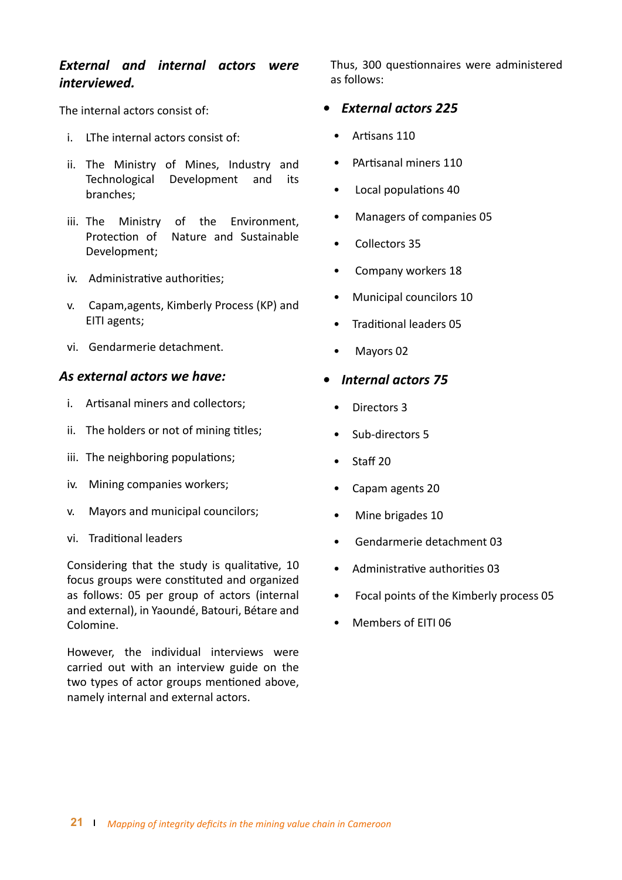***External and internal actors were interviewed.***

The internal actors consist of:

i. LThe internal actors consist of:

ii. The Ministry of Mines, Industry and Technological Development and its branches;

iii. The Ministry of the Environment, Protection of Nature and Sustainable Development;

iv. Administrative authorities;

v. Capam,agents, Kimberly Process (KP) and EITI agents;

vi. Gendarmerie detachment.

***As external actors we have:***

i. Artisanal miners and collectors;

ii. The holders or not of mining titles;

iii. The neighboring populations;

iv. Mining companies workers;

v. Mayors and municipal councilors;

vi. Traditional leaders

Considering that the study is qualitative, 10 focus groups were constituted and organized as follows: 05 per group of actors (internal and external), in Yaoundé, Batouri, Bétare and Colomine.

However, the individual interviews were carried out with an interview guide on the two types of actor groups mentioned above, namely internal and external actors.

Thus, 300 questionnaires were administered as follows:

- ***External actors 225***
  - Artisans 110
  - PArtisanal miners 110
  - Local populations 40
  - Managers of companies 05
  - Collectors 35
  - Company workers 18
  - Municipal councilors 10
  - Traditional leaders 05
  - Mayors 02
- ***Internal actors 75***
  - Directors 3
  - Sub-directors 5
  - Staff 20
  - Capam agents 20
  - Mine brigades 10
  - Gendarmerie detachment 03
  - Administrative authorities 03
  - Focal points of the Kimberly process 05
  - Members of EITI 06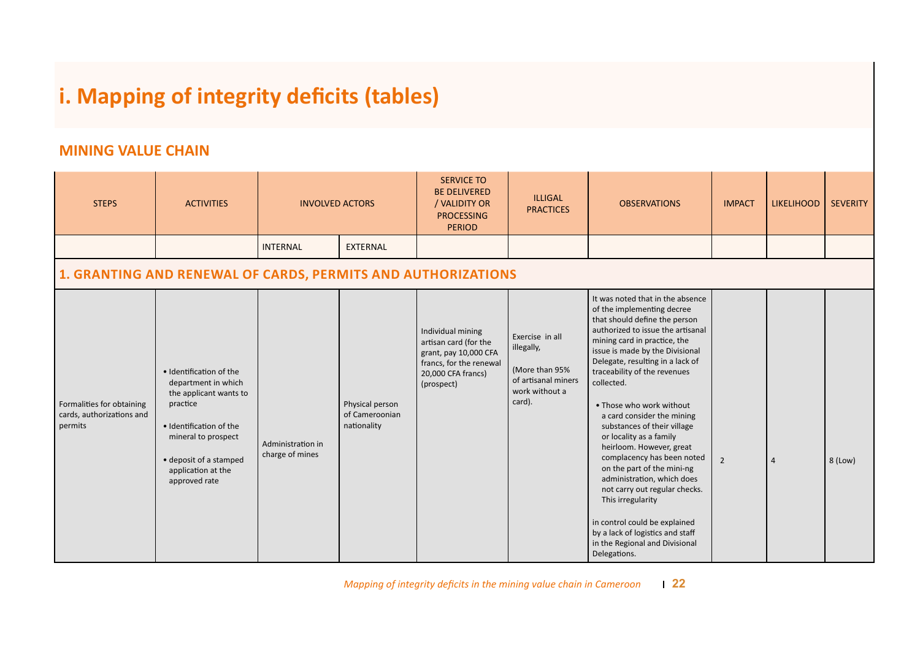# i. Mapping of integrity deficits (tables)

## MINING VALUE CHAIN

| STEPS | ACTIVITIES | INVOLVED ACTORS | | SERVICE TO BE DELIVERED / VALIDITY OR PROCESSING PERIOD | ILLIGAL PRACTICES | OBSERVATIONS | IMPACT | LIKELIHOOD | SEVERITY |
|---|---|---|---|---|---|---|---|---|---|
| | | INTERNAL | EXTERNAL | | | | | | |
| **1. GRANTING AND RENEWAL OF CARDS, PERMITS AND AUTHORIZATIONS** | | | | | | | | | |
| Formalities for obtaining cards, authorizations and permits | • Identification of the department in which the applicant wants to practice<br><br>• Identification of the mineral to prospect<br><br>• deposit of a stamped application at the approved rate | Administration in charge of mines | Physical person of Cameroonian nationality | Individual mining artisan card (for the grant, pay 10,000 CFA francs, for the renewal 20,000 CFA francs) (prospect) | Exercise in all illegally,<br><br>(More than 95% of artisanal miners work without a card). | It was noted that in the absence of the implementing decree that should define the person authorized to issue the artisanal mining card in practice, the issue is made by the Divisional Delegate, resulting in a lack of traceability of the revenues collected.<br><br>• Those who work without a card consider the mining substances of their village or locality as a family heirloom. However, great complacency has been noted on the part of the mini-ng administration, which does not carry out regular checks. This irregularity<br><br>in control could be explained by a lack of logistics and staff in the Regional and Divisional Delegations. | 2 | 4 | 8 (Low) |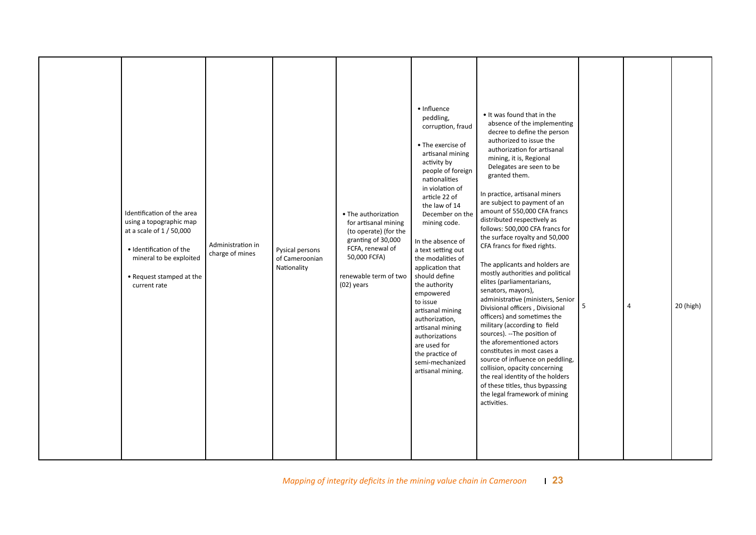|  |  |  |  |  |  |  |  |  |  |
|---|---|---|---|---|---|---|---|---|---|
|  | Identification of the area using a topographic map at a scale of 1 / 50,000<br><br>• Identification of the mineral to be exploited<br><br>• Request stamped at the current rate | Administration in charge of mines | Pysical persons of Cameroonian Nationality | • The authorization for artisanal mining (to operate) (for the granting of 30,000 FCFA, renewal of 50,000 FCFA)<br><br>renewable term of two (02) years | • Influence peddling, corruption, fraud<br><br>• The exercise of artisanal mining activity by people of foreign nationalities in violation of article 22 of the law of 14 December on the mining code.<br><br>In the absence of a text setting out the modalities of application that should define the authority empowered to issue artisanal mining authorization, artisanal mining authorizations are used for the practice of semi-mechanized artisanal mining. | • It was found that in the absence of the implementing decree to define the person authorized to issue the authorization for artisanal mining, it is, Regional Delegates are seen to be granted them.<br><br>In practice, artisanal miners are subject to payment of an amount of 550,000 CFA francs distributed respectively as follows: 500,000 CFA francs for the surface royalty and 50,000 CFA francs for fixed rights.<br><br>The applicants and holders are mostly authorities and political elites (parliamentarians, senators, mayors), administrative (ministers, Senior Divisional officers , Divisional officers) and sometimes the military (according to field sources). --The position of the aforementioned actors constitutes in most cases a source of influence on peddling, collision, opacity concerning the real identity of the holders of these titles, thus bypassing the legal framework of mining activities. | 5 | 4 | 20 (high) |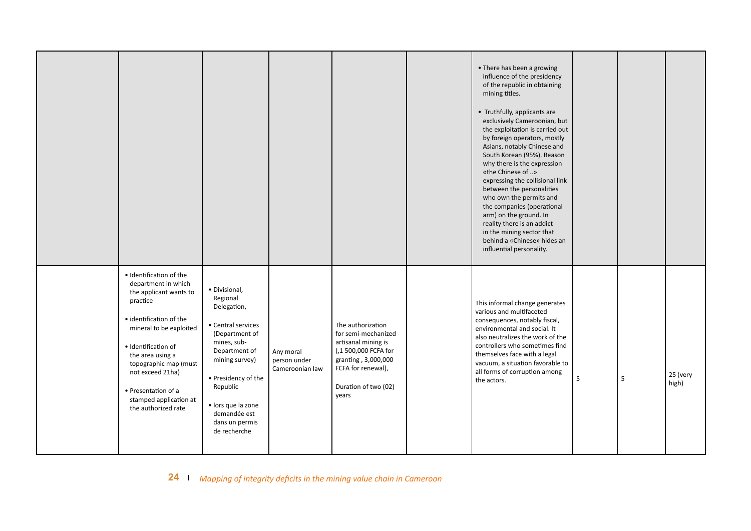| | | | | | | | | | |
|---|---|---|---|---|---|---|---|---|---|
| | | | | | | • There has been a growing influence of the presidency of the republic in obtaining mining titles.<br><br>• Truthfully, applicants are exclusively Cameroonian, but the exploitation is carried out by foreign operators, mostly Asians, notably Chinese and South Korean (95%). Reason why there is the expression «the Chinese of ..» expressing the collisional link between the personalities who own the permits and the companies (operational arm) on the ground. In reality there is an addict in the mining sector that behind a «Chinese» hides an influential personality. | | | |
| | • Identification of the department in which the applicant wants to practice<br><br>• identification of the mineral to be exploited<br><br>• Identification of the area using a topographic map (must not exceed 21ha)<br><br>• Presentation of a stamped application at the authorized rate | • Divisional, Regional Delegation,<br><br>• Central services (Department of mines, sub-Department of mining survey)<br><br>• Presidency of the Republic<br><br>• lors que la zone demandée est dans un permis de recherche | Any moral person under Cameroonian law | The authorization for semi-mechanized artisanal mining is (,1 500,000 FCFA for granting , 3,000,000 FCFA for renewal),<br><br>Duration of two (02) years | | This informal change generates various and multifaceted consequences, notably fiscal, environmental and social. It also neutralizes the work of the controllers who sometimes find themselves face with a legal vacuum, a situation favorable to all forms of corruption among the actors. | 5 | 5 | 25 (very high) |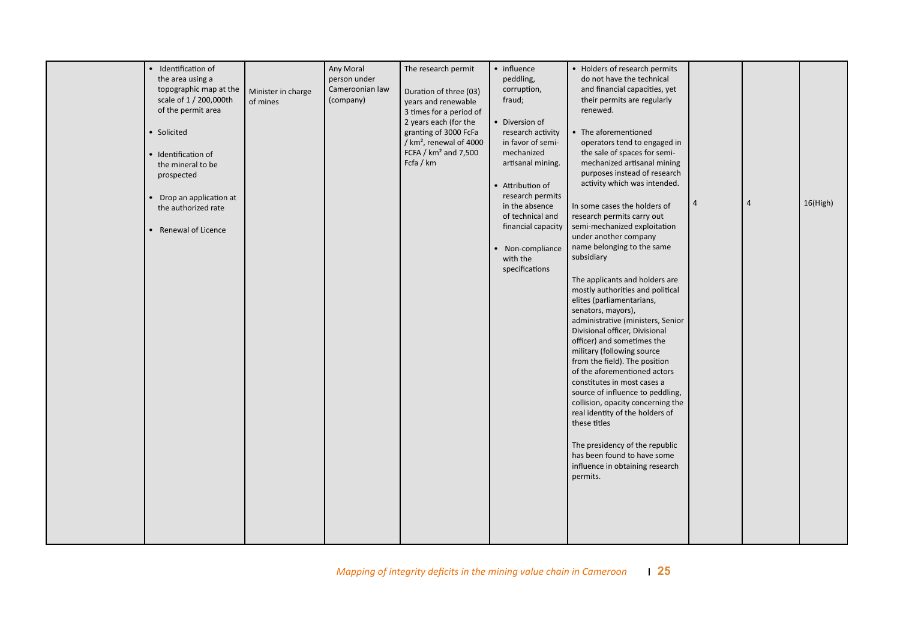| | | | | | | | | | |
|---|---|---|---|---|---|---|---|---|---|
| | • Identification of the area using a topographic map at the scale of 1 / 200,000th of the permit area<br><br>• Solicited<br><br>• Identification of the mineral to be prospected<br><br>• Drop an application at the authorized rate<br><br>• Renewal of Licence | Minister in charge of mines | Any Moral person under Cameroonian law (company) | The research permit<br><br>Duration of three (03) years and renewable 3 times for a period of 2 years each (for the granting of 3000 FcFa / km², renewal of 4000 FCFA / km² and 7,500 Fcfa / km | • influence peddling, corruption, fraud;<br><br>• Diversion of research activity in favor of semi-mechanized artisanal mining.<br><br>• Attribution of research permits in the absence of technical and financial capacity<br><br>• Non-compliance with the specifications | • Holders of research permits do not have the technical and financial capacities, yet their permits are regularly renewed.<br><br>• The aforementioned operators tend to engaged in the sale of spaces for semi-mechanized artisanal mining purposes instead of research activity which was intended.<br><br>In some cases the holders of research permits carry out semi-mechanized exploitation under another company name belonging to the same subsidiary<br><br>The applicants and holders are mostly authorities and political elites (parliamentarians, senators, mayors), administrative (ministers, Senior Divisional officer, Divisional officer) and sometimes the military (following source from the field). The position of the aforementioned actors constitutes in most cases a source of influence to peddling, collision, opacity concerning the real identity of the holders of these titles<br><br>The presidency of the republic has been found to have some influence in obtaining research permits. | 4 | 4 | 16(High) |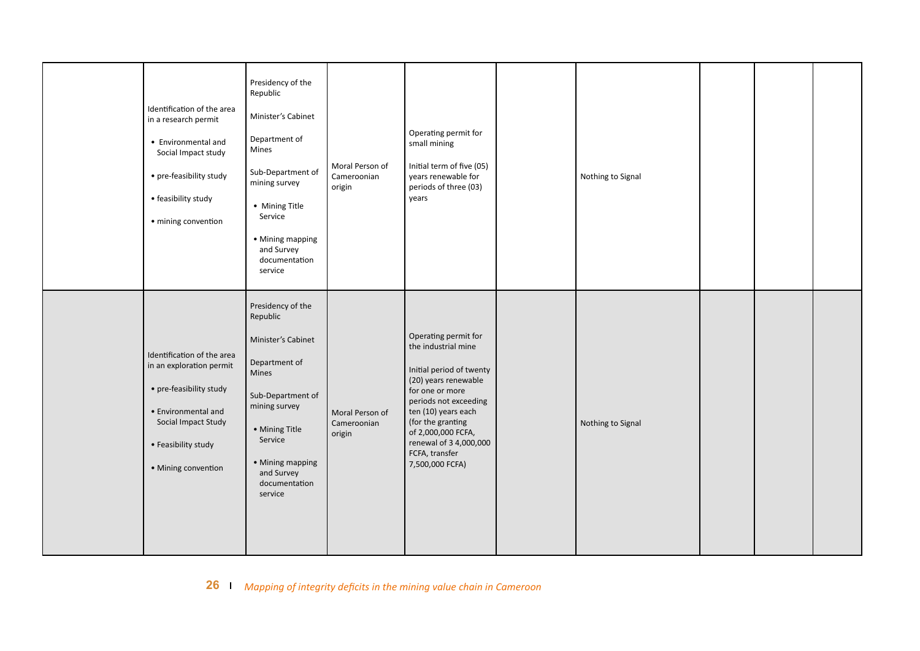| | | | | | | | | | |
|---|---|---|---|---|---|---|---|---|---|
| | Identification of the area in a research permit<br>• Environmental and Social Impact study<br>• pre-feasibility study<br>• feasibility study<br>• mining convention | Presidency of the Republic<br>Minister's Cabinet<br>Department of Mines<br>Sub-Department of mining survey<br>• Mining Title Service<br>• Mining mapping and Survey documentation service | Moral Person of Cameroonian origin | Operating permit for small mining<br>Initial term of five (05) years renewable for periods of three (03) years | | Nothing to Signal | | | |
| | Identification of the area in an exploration permit<br>• pre-feasibility study<br>• Environmental and Social Impact Study<br>• Feasibility study<br>• Mining convention | Presidency of the Republic<br>Minister's Cabinet<br>Department of Mines<br>Sub-Department of mining survey<br>• Mining Title Service<br>• Mining mapping and Survey documentation service | Moral Person of Cameroonian origin | Operating permit for the industrial mine<br>Initial period of twenty (20) years renewable for one or more periods not exceeding ten (10) years each (for the granting of 2,000,000 FCFA, renewal of 3 4,000,000 FCFA, transfer 7,500,000 FCFA) | | Nothing to Signal | | | |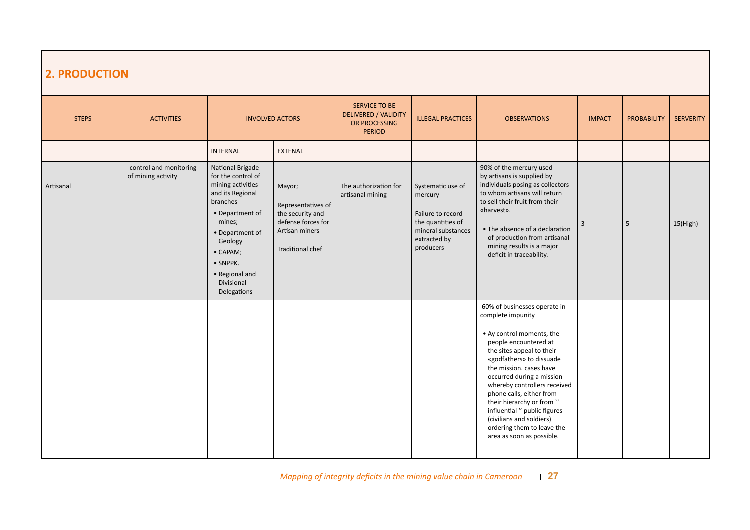## 2. PRODUCTION

| STEPS | ACTIVITIES | INVOLVED ACTORS | | SERVICE TO BE DELIVERED / VALIDITY OR PROCESSING PERIOD | ILLEGAL PRACTICES | OBSERVATIONS | IMPACT | PROBABILITY | SERVERITY |
|---|---|---|---|---|---|---|---|---|---|
| | | INTERNAL | EXTENAL | | | | | | |
| Artisanal | -control and monitoring of mining activity | National Brigade for the control of mining activities and its Regional branches<br>• Department of mines;<br>• Department of Geology<br>• CAPAM;<br>• SNPPK.<br>• Regional and Divisional Delegations | Mayor;<br><br>Representatives of the security and defense forces for Artisan miners<br><br>Traditional chef | The authorization for artisanal mining | Systematic use of mercury<br><br>Failure to record the quantities of mineral substances extracted by producers | 90% of the mercury used by artisans is supplied by individuals posing as collectors to whom artisans will return to sell their fruit from their «harvest».<br><br>• The absence of a declaration of production from artisanal mining results is a major deficit in traceability. | 3 | 5 | 15(High) |
| | | | | | | 60% of businesses operate in complete impunity<br><br>• Ay control moments, the people encountered at the sites appeal to their «godfathers» to dissuade the mission. cases have occurred during a mission whereby controllers received phone calls, either from their hierarchy or from `` influential '' public figures (civilians and soldiers) ordering them to leave the area as soon as possible. | | | |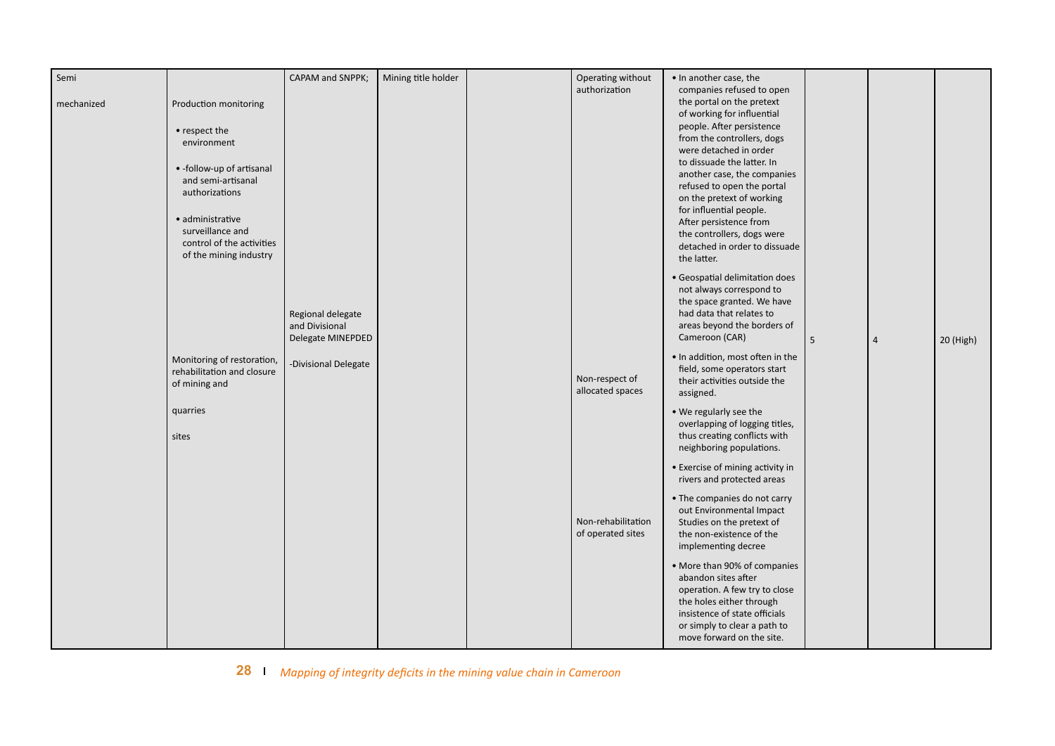| | | | | | | | | | |
|---|---|---|---|---|---|---|---|---|---|
| Semi mechanized | Production monitoring<br>• respect the environment<br>• -follow-up of artisanal and semi-artisanal authorizations<br>• administrative surveillance and control of the activities of the mining industry | CAPAM and SNPPK; | Mining title holder | | Operating without authorization | • In another case, the companies refused to open the portal on the pretext of working for influential people. After persistence from the controllers, dogs were detached in order to dissuade the latter. In another case, the companies refused to open the portal on the pretext of working for influential people. After persistence from the controllers, dogs were detached in order to dissuade the latter. | 5 | 4 | 20 (High) |
| | | Regional delegate and Divisional Delegate MINEPDED | | | | • Geospatial delimitation does not always correspond to the space granted. We have had data that relates to areas beyond the borders of Cameroon (CAR) | | | |
| | Monitoring of restoration, rehabilitation and closure of mining and quarries sites | -Divisional Delegate | | | Non-respect of allocated spaces | • In addition, most often in the field, some operators start their activities outside the assigned.<br>• We regularly see the overlapping of logging titles, thus creating conflicts with neighboring populations.<br>• Exercise of mining activity in rivers and protected areas | | | |
| | | | | | Non-rehabilitation of operated sites | • The companies do not carry out Environmental Impact Studies on the pretext of the non-existence of the implementing decree<br>• More than 90% of companies abandon sites after operation. A few try to close the holes either through insistence of state officials or simply to clear a path to move forward on the site. | | | |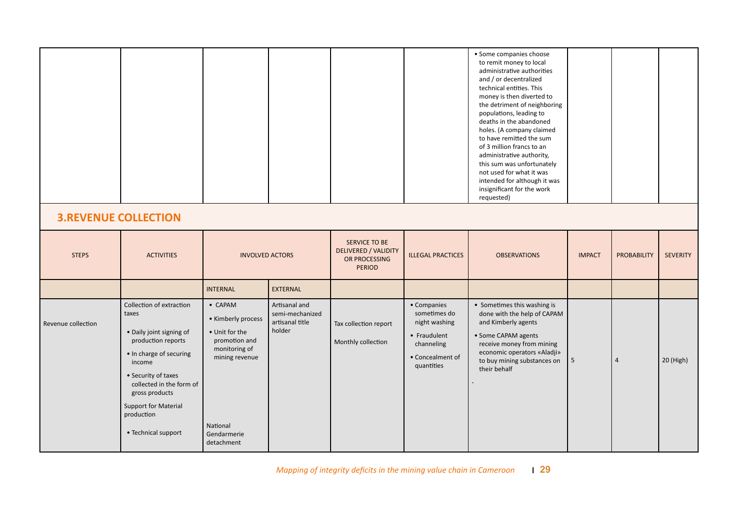| | | | | | | | | | |
|---|---|---|---|---|---|---|---|---|---|
| | | | | | | • Some companies choose to remit money to local administrative authorities and / or decentralized technical entities. This money is then diverted to the detriment of neighboring populations, leading to deaths in the abandoned holes. (A company claimed to have remitted the sum of 3 million francs to an administrative authority, this sum was unfortunately not used for what it was intended for although it was insignificant for the work requested) | | | |

## 3.REVENUE COLLECTION

| STEPS | ACTIVITIES | INVOLVED ACTORS | | SERVICE TO BE DELIVERED / VALIDITY OR PROCESSING PERIOD | ILLEGAL PRACTICES | OBSERVATIONS | IMPACT | PROBABILITY | SEVERITY |
|---|---|---|---|---|---|---|---|---|---|
| | | INTERNAL | EXTERNAL | | | | | | |
| Revenue collection | Collection of extraction taxes<br>• Daily joint signing of production reports<br>• In charge of securing income<br>• Security of taxes collected in the form of gross products<br>Support for Material production<br>• Technical support | • CAPAM<br>• Kimberly process<br>• Unit for the promotion and monitoring of mining revenue<br>National Gendarmerie detachment | Artisanal and semi-mechanized artisanal title holder | Tax collection report<br>Monthly collection | • Companies sometimes do night washing<br>• Fraudulent channeling<br>• Concealment of quantities | • Sometimes this washing is done with the help of CAPAM and Kimberly agents<br>• Some CAPAM agents receive money from mining economic operators «Aladji» to buy mining substances on their behalf<br>- | 5 | 4 | 20 (High) |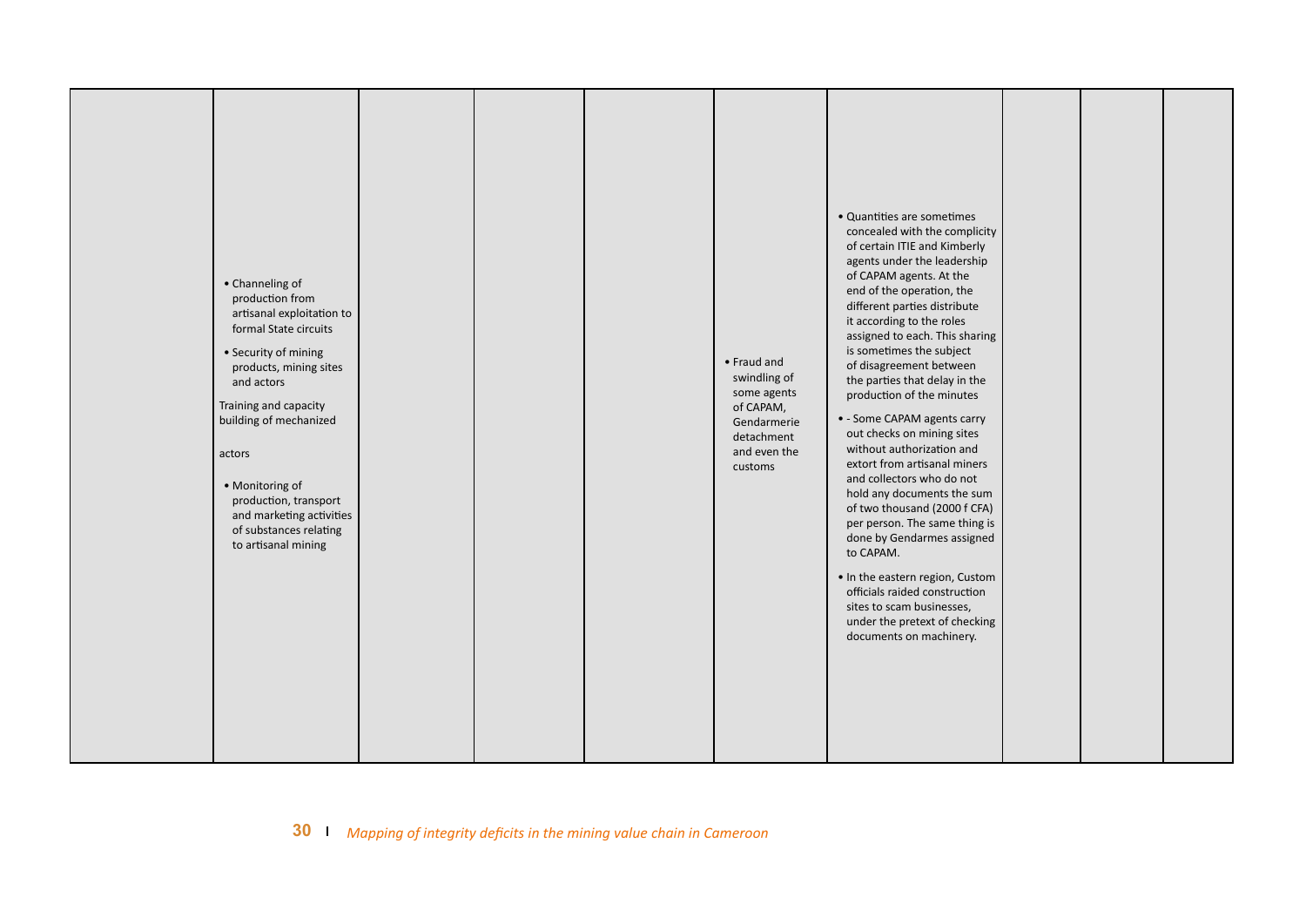| | | | | | | | | | |
|---|---|---|---|---|---|---|---|---|---|
| | • Channeling of production from artisanal exploitation to formal State circuits<br>• Security of mining products, mining sites and actors<br>Training and capacity building of mechanized<br><br>actors<br><br>• Monitoring of production, transport and marketing activities of substances relating to artisanal mining | | | | • Fraud and swindling of some agents of CAPAM, Gendarmerie detachment and even the customs | • Quantities are sometimes concealed with the complicity of certain ITIE and Kimberly agents under the leadership of CAPAM agents. At the end of the operation, the different parties distribute it according to the roles assigned to each. This sharing is sometimes the subject of disagreement between the parties that delay in the production of the minutes<br>• - Some CAPAM agents carry out checks on mining sites without authorization and extort from artisanal miners and collectors who do not hold any documents the sum of two thousand (2000 f CFA) per person. The same thing is done by Gendarmes assigned to CAPAM.<br>• In the eastern region, Custom officials raided construction sites to scam businesses, under the pretext of checking documents on machinery. | | | |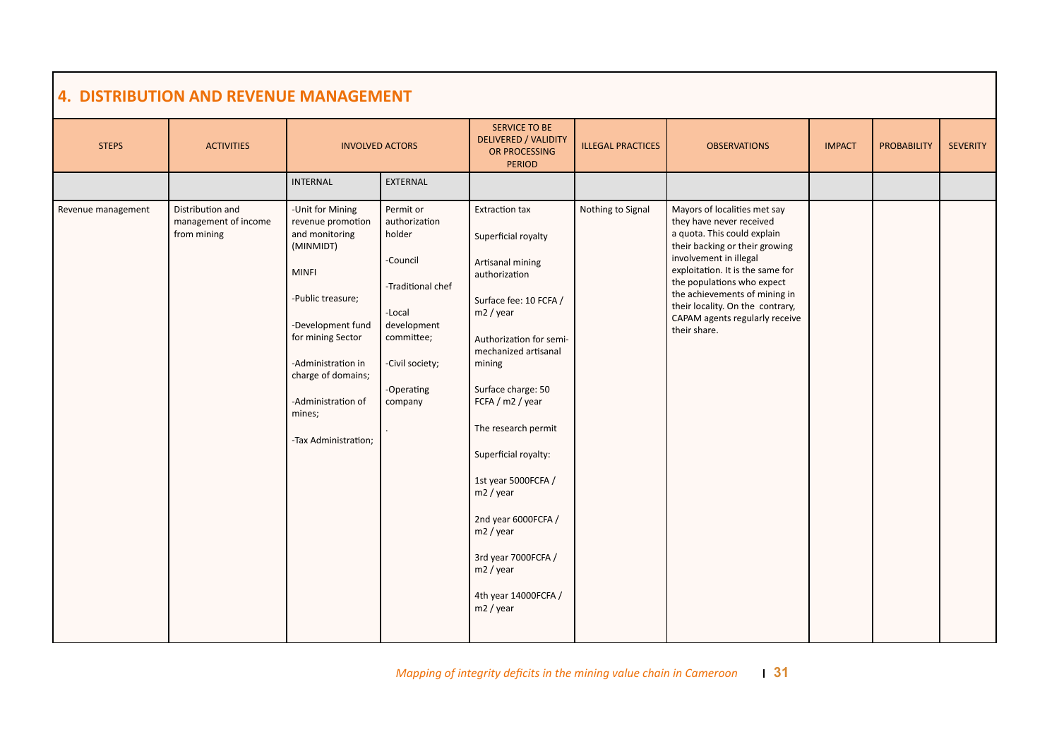## 4. DISTRIBUTION AND REVENUE MANAGEMENT

| STEPS | ACTIVITIES | INVOLVED ACTORS | | SERVICE TO BE DELIVERED / VALIDITY OR PROCESSING PERIOD | ILLEGAL PRACTICES | OBSERVATIONS | IMPACT | PROBABILITY | SEVERITY |
|---|---|---|---|---|---|---|---|---|---|
| | | INTERNAL | EXTERNAL | | | | | | |
| Revenue management | Distribution and management of income from mining | -Unit for Mining revenue promotion and monitoring (MINMIDT)<br><br>MINFI<br><br>-Public treasure;<br><br>-Development fund for mining Sector<br><br>-Administration in charge of domains;<br><br>-Administration of mines;<br><br>-Tax Administration; | Permit or authorization holder<br><br>-Council<br><br>-Traditional chef<br><br>-Local development committee;<br><br>-Civil society;<br><br>-Operating company<br><br>. | Extraction tax<br><br>Superficial royalty<br><br>Artisanal mining authorization<br><br>Surface fee: 10 FCFA / m2 / year<br><br>Authorization for semi-mechanized artisanal mining<br><br>Surface charge: 50 FCFA / m2 / year<br><br>The research permit<br><br>Superficial royalty:<br><br>1st year 5000FCFA / m2 / year<br><br>2nd year 6000FCFA / m2 / year<br><br>3rd year 7000FCFA / m2 / year<br><br>4th year 14000FCFA / m2 / year | Nothing to Signal | Mayors of localities met say they have never received a quota. This could explain their backing or their growing involvement in illegal exploitation. It is the same for the populations who expect the achievements of mining in their locality. On the contrary, CAPAM agents regularly receive their share. | | | |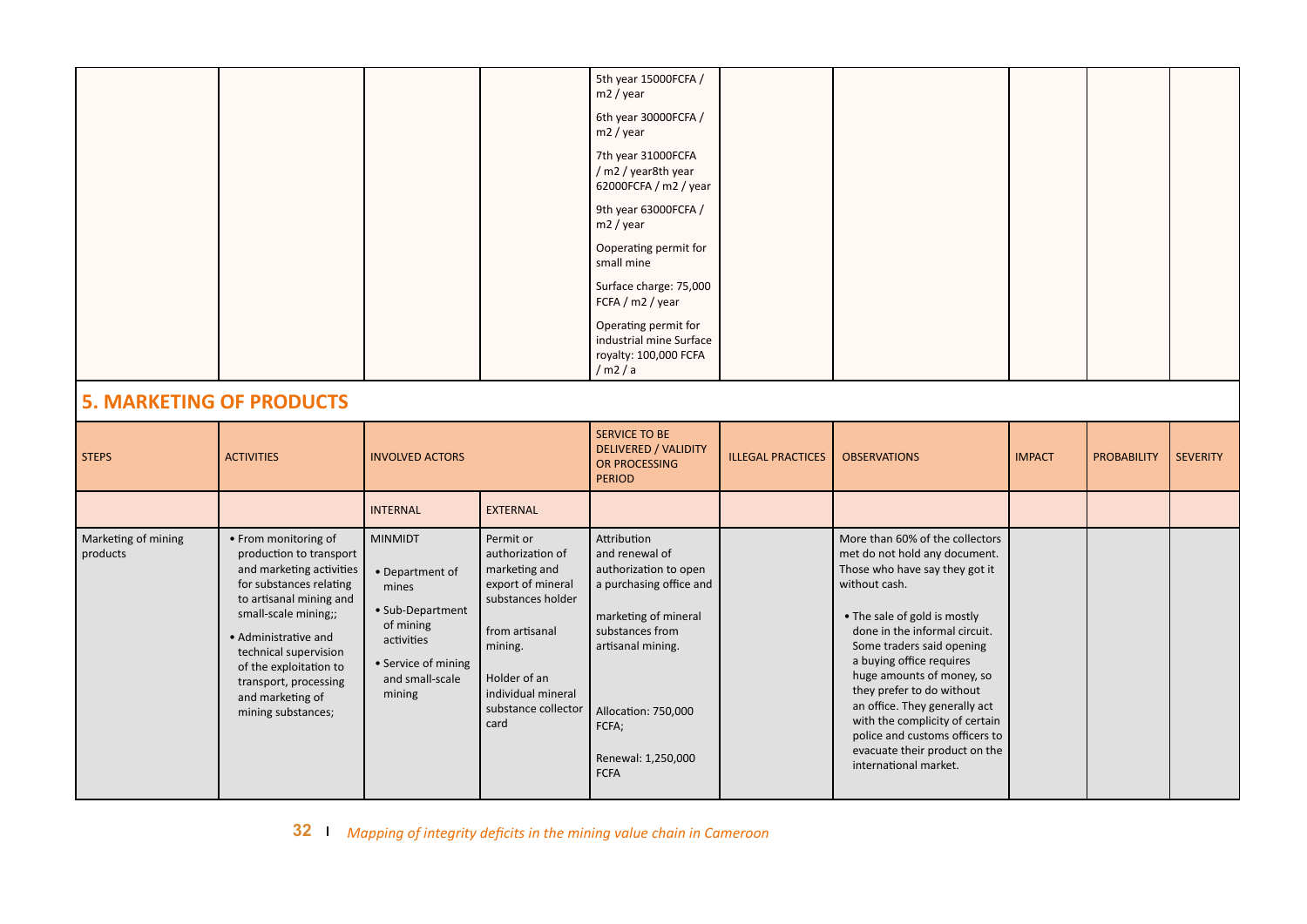| | | | | | | | | | |
|---|---|---|---|---|---|---|---|---|---|
| | | | | 5th year 15000FCFA / m2 / year<br><br>6th year 30000FCFA / m2 / year<br><br>7th year 31000FCFA / m2 / year8th year 62000FCFA / m2 / year<br><br>9th year 63000FCFA / m2 / year<br><br>Ooperating permit for small mine<br><br>Surface charge: 75,000 FCFA / m2 / year<br><br>Operating permit for industrial mine Surface royalty: 100,000 FCFA / m2 / a | | | | | |

## 5. MARKETING OF PRODUCTS

| STEPS | ACTIVITIES | INVOLVED ACTORS | | SERVICE TO BE DELIVERED / VALIDITY OR PROCESSING PERIOD | ILLEGAL PRACTICES | OBSERVATIONS | IMPACT | PROBABILITY | SEVERITY |
|---|---|---|---|---|---|---|---|---|---|
| | | INTERNAL | EXTERNAL | | | | | | |
| Marketing of mining products | • From monitoring of production to transport and marketing activities for substances relating to artisanal mining and small-scale mining;;<br>• Administrative and technical supervision of the exploitation to transport, processing and marketing of mining substances; | MINMIDT<br>• Department of mines<br>• Sub-Department of mining activities<br>• Service of mining and small-scale mining | Permit or authorization of marketing and export of mineral substances holder<br><br>from artisanal mining.<br><br>Holder of an individual mineral substance collector card | Attribution and renewal of authorization to open a purchasing office and<br><br>marketing of mineral substances from artisanal mining.<br><br>Allocation: 750,000 FCFA;<br><br>Renewal: 1,250,000 FCFA | | More than 60% of the collectors met do not hold any document. Those who have say they got it without cash.<br>• The sale of gold is mostly done in the informal circuit. Some traders said opening a buying office requires huge amounts of money, so they prefer to do without an office. They generally act with the complicity of certain police and customs officers to evacuate their product on the international market. | | | |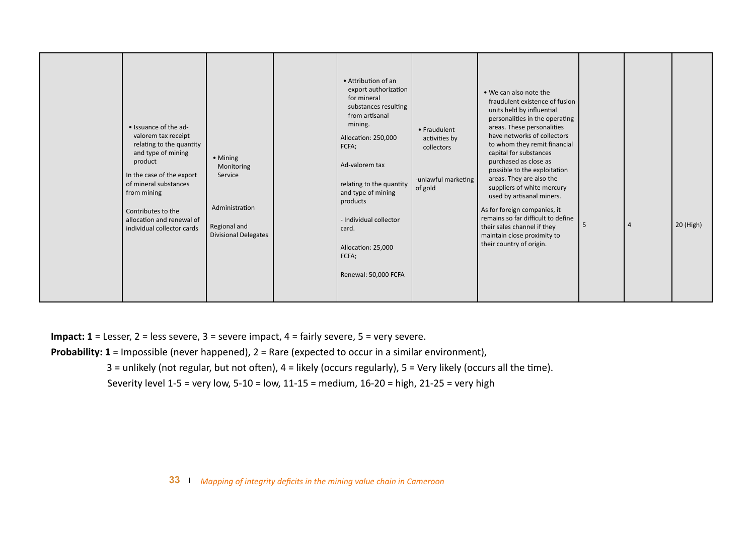| | | | | | | | | | |
|---|---|---|---|---|---|---|---|---|---|
| | • Issuance of the ad-valorem tax receipt relating to the quantity and type of mining product<br><br>In the case of the export of mineral substances from mining<br><br>Contributes to the allocation and renewal of individual collector cards | • Mining Monitoring Service<br><br>Administration<br><br>Regional and Divisional Delegates | | • Attribution of an export authorization for mineral substances resulting from artisanal mining.<br><br>Allocation: 250,000 FCFA;<br><br>Ad-valorem tax<br><br>relating to the quantity and type of mining products<br><br>- Individual collector card.<br><br>Allocation: 25,000 FCFA;<br><br>Renewal: 50,000 FCFA | • Fraudulent activities by collectors<br><br>-unlawful marketing of gold | • We can also note the fraudulent existence of fusion units held by influential personalities in the operating areas. These personalities have networks of collectors to whom they remit financial capital for substances purchased as close as possible to the exploitation areas. They are also the suppliers of white mercury used by artisanal miners.<br><br>As for foreign companies, it remains so far difficult to define their sales channel if they maintain close proximity to their country of origin. | 5 | 4 | 20 (High) |

**Impact: 1** = Lesser, 2 = less severe, 3 = severe impact, 4 = fairly severe, 5 = very severe.

**Probability: 1** = Impossible (never happened), 2 = Rare (expected to occur in a similar environment),

3 = unlikely (not regular, but not often), 4 = likely (occurs regularly), 5 = Very likely (occurs all the time).

Severity level 1-5 = very low, 5-10 = low, 11-15 = medium, 16-20 = high, 21-25 = very high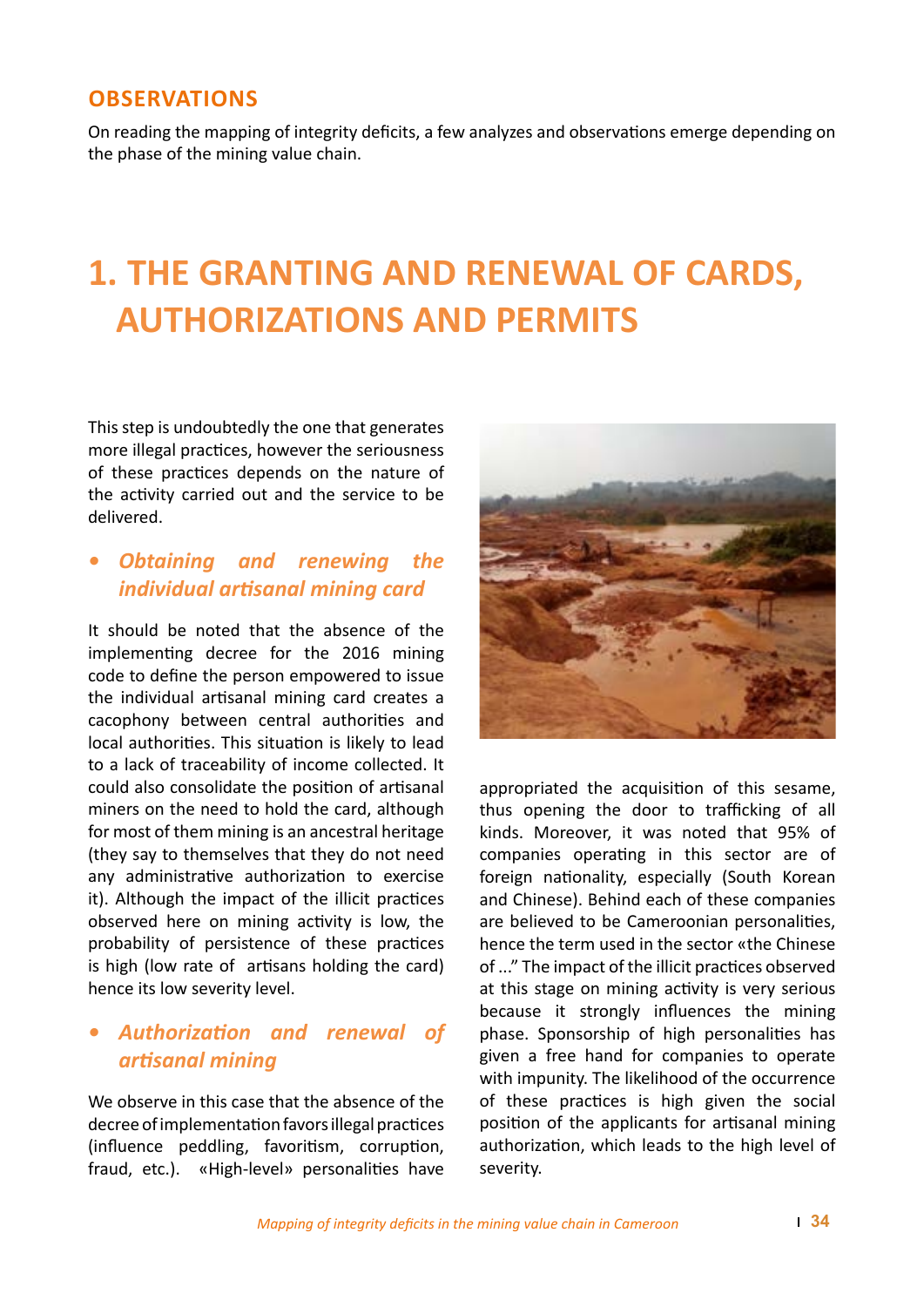## OBSERVATIONS

On reading the mapping of integrity deficits, a few analyzes and observations emerge depending on the phase of the mining value chain.

# 1. THE GRANTING AND RENEWAL OF CARDS, AUTHORIZATIONS AND PERMITS

This step is undoubtedly the one that generates more illegal practices, however the seriousness of these practices depends on the nature of the activity carried out and the service to be delivered.

- ***Obtaining and renewing the individual artisanal mining card***

It should be noted that the absence of the implementing decree for the 2016 mining code to define the person empowered to issue the individual artisanal mining card creates a cacophony between central authorities and local authorities. This situation is likely to lead to a lack of traceability of income collected. It could also consolidate the position of artisanal miners on the need to hold the card, although for most of them mining is an ancestral heritage (they say to themselves that they do not need any administrative authorization to exercise it). Although the impact of the illicit practices observed here on mining activity is low, the probability of persistence of these practices is high (low rate of artisans holding the card) hence its low severity level.

- ***Authorization and renewal of artisanal mining***

We observe in this case that the absence of the decree of implementation favors illegal practices (influence peddling, favoritism, corruption, fraud, etc.). «High-level» personalities have appropriated the acquisition of this sesame, thus opening the door to trafficking of all kinds. Moreover, it was noted that 95% of companies operating in this sector are of foreign nationality, especially (South Korean and Chinese). Behind each of these companies are believed to be Cameroonian personalities, hence the term used in the sector «the Chinese of ...” The impact of the illicit practices observed at this stage on mining activity is very serious because it strongly influences the mining phase. Sponsorship of high personalities has given a free hand for companies to operate with impunity. The likelihood of the occurrence of these practices is high given the social position of the applicants for artisanal mining authorization, which leads to the high level of severity.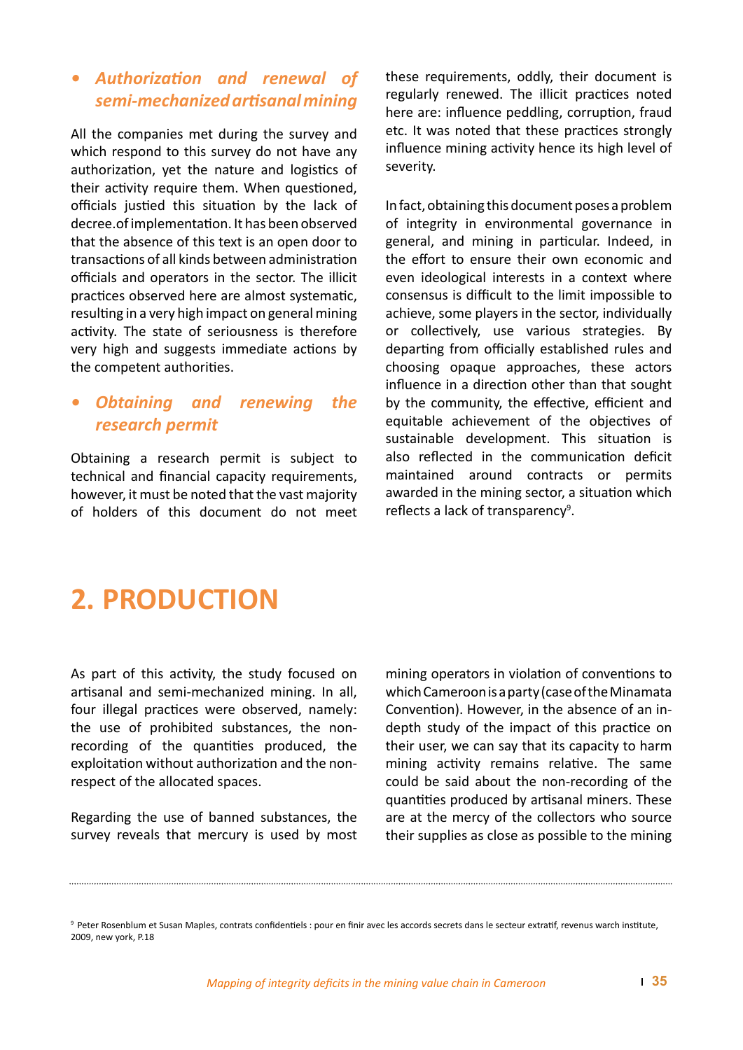- ***Authorization and renewal of semi-mechanized artisanal mining***

All the companies met during the survey and which respond to this survey do not have any authorization, yet the nature and logistics of their activity require them. When questioned, officials justied this situation by the lack of decree.of implementation. It has been observed that the absence of this text is an open door to transactions of all kinds between administration officials and operators in the sector. The illicit practices observed here are almost systematic, resulting in a very high impact on general mining activity. The state of seriousness is therefore very high and suggests immediate actions by the competent authorities.

- ***Obtaining and renewing the research permit***

Obtaining a research permit is subject to technical and financial capacity requirements, however, it must be noted that the vast majority of holders of this document do not meet these requirements, oddly, their document is regularly renewed. The illicit practices noted here are: influence peddling, corruption, fraud etc. It was noted that these practices strongly influence mining activity hence its high level of severity.

In fact, obtaining this document poses a problem of integrity in environmental governance in general, and mining in particular. Indeed, in the effort to ensure their own economic and even ideological interests in a context where consensus is difficult to the limit impossible to achieve, some players in the sector, individually or collectively, use various strategies. By departing from officially established rules and choosing opaque approaches, these actors influence in a direction other than that sought by the community, the effective, efficient and equitable achievement of the objectives of sustainable development. This situation is also reflected in the communication deficit maintained around contracts or permits awarded in the mining sector, a situation which reflects a lack of transparency[9].

# 2. PRODUCTION

As part of this activity, the study focused on artisanal and semi-mechanized mining. In all, four illegal practices were observed, namely: the use of prohibited substances, the non-recording of the quantities produced, the exploitation without authorization and the non-respect of the allocated spaces.

Regarding the use of banned substances, the survey reveals that mercury is used by most mining operators in violation of conventions to which Cameroon is a party (case of the Minamata Convention). However, in the absence of an in-depth study of the impact of this practice on their user, we can say that its capacity to harm mining activity remains relative. The same could be said about the non-recording of the quantities produced by artisanal miners. These are at the mercy of the collectors who source their supplies as close as possible to the mining

---

[9] Peter Rosenblum et Susan Maples, contrats confidentiels : pour en finir avec les accords secrets dans le secteur extratif, revenus warch institute, 2009, new york, P.18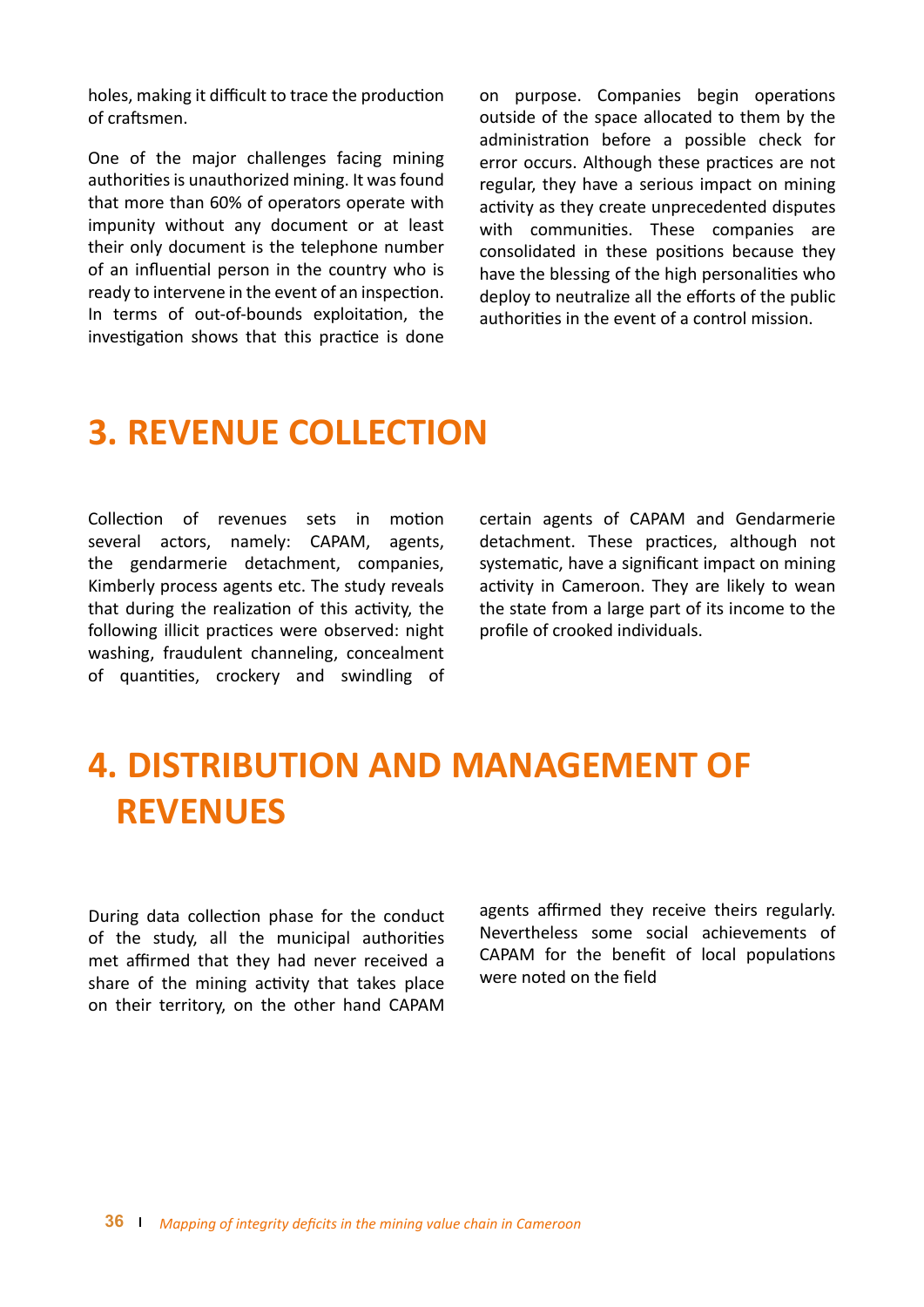holes, making it difficult to trace the production of craftsmen.

One of the major challenges facing mining authorities is unauthorized mining. It was found that more than 60% of operators operate with impunity without any document or at least their only document is the telephone number of an influential person in the country who is ready to intervene in the event of an inspection. In terms of out-of-bounds exploitation, the investigation shows that this practice is done on purpose. Companies begin operations outside of the space allocated to them by the administration before a possible check for error occurs. Although these practices are not regular, they have a serious impact on mining activity as they create unprecedented disputes with communities. These companies are consolidated in these positions because they have the blessing of the high personalities who deploy to neutralize all the efforts of the public authorities in the event of a control mission.

# 3. REVENUE COLLECTION

Collection of revenues sets in motion several actors, namely: CAPAM, agents, the gendarmerie detachment, companies, Kimberly process agents etc. The study reveals that during the realization of this activity, the following illicit practices were observed: night washing, fraudulent channeling, concealment of quantities, crockery and swindling of certain agents of CAPAM and Gendarmerie detachment. These practices, although not systematic, have a significant impact on mining activity in Cameroon. They are likely to wean the state from a large part of its income to the profile of crooked individuals.

# 4. DISTRIBUTION AND MANAGEMENT OF REVENUES

During data collection phase for the conduct of the study, all the municipal authorities met affirmed that they had never received a share of the mining activity that takes place on their territory, on the other hand CAPAM agents affirmed they receive theirs regularly. Nevertheless some social achievements of CAPAM for the benefit of local populations were noted on the field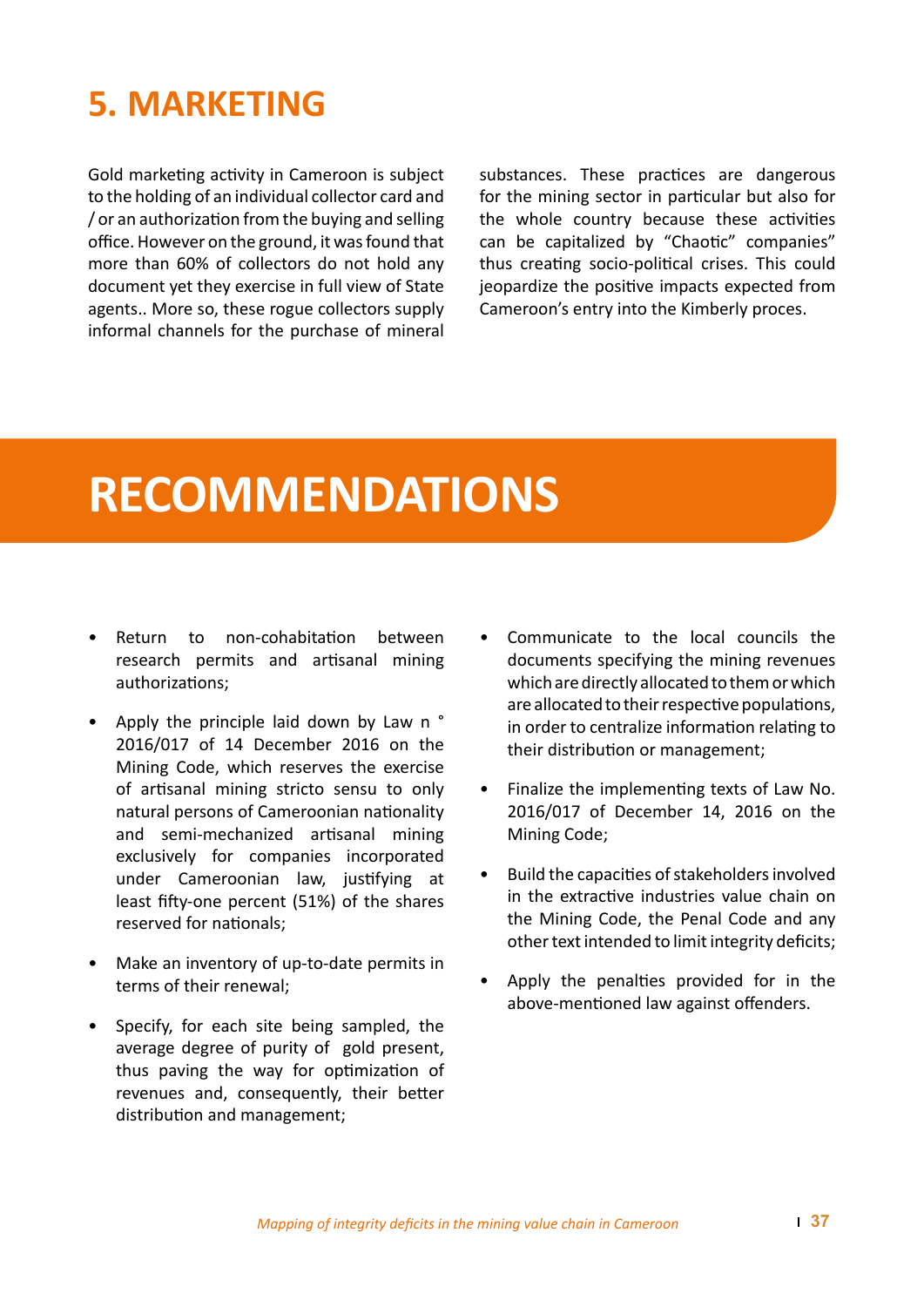## 5. MARKETING

Gold marketing activity in Cameroon is subject to the holding of an individual collector card and / or an authorization from the buying and selling office. However on the ground, it was found that more than 60% of collectors do not hold any document yet they exercise in full view of State agents.. More so, these rogue collectors supply informal channels for the purchase of mineral substances. These practices are dangerous for the mining sector in particular but also for the whole country because these activities can be capitalized by "Chaotic" companies" thus creating socio-political crises. This could jeopardize the positive impacts expected from Cameroon's entry into the Kimberly proces.

# RECOMMENDATIONS

- Return to non-cohabitation between research permits and artisanal mining authorizations;
- Apply the principle laid down by Law n ° 2016/017 of 14 December 2016 on the Mining Code, which reserves the exercise of artisanal mining stricto sensu to only natural persons of Cameroonian nationality and semi-mechanized artisanal mining exclusively for companies incorporated under Cameroonian law, justifying at least fifty-one percent (51%) of the shares reserved for nationals;
- Make an inventory of up-to-date permits in terms of their renewal;
- Specify, for each site being sampled, the average degree of purity of gold present, thus paving the way for optimization of revenues and, consequently, their better distribution and management;
- Communicate to the local councils the documents specifying the mining revenues which are directly allocated to them or which are allocated to their respective populations, in order to centralize information relating to their distribution or management;
- Finalize the implementing texts of Law No. 2016/017 of December 14, 2016 on the Mining Code;
- Build the capacities of stakeholders involved in the extractive industries value chain on the Mining Code, the Penal Code and any other text intended to limit integrity deficits;
- Apply the penalties provided for in the above-mentioned law against offenders.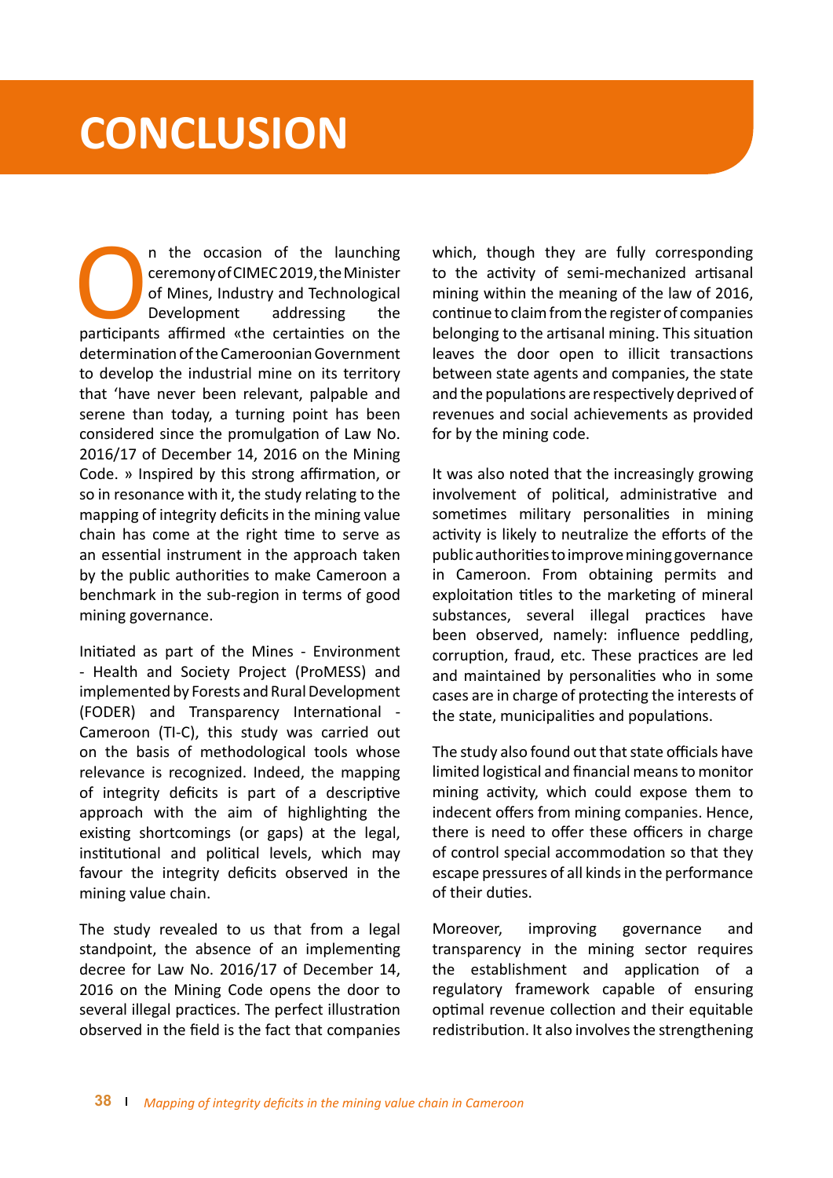# CONCLUSION

On the occasion of the launching ceremony of CIMEC 2019, the Minister of Mines, Industry and Technological Development addressing the participants affirmed «the certainties on the determination of the Cameroonian Government to develop the industrial mine on its territory that 'have never been relevant, palpable and serene than today, a turning point has been considered since the promulgation of Law No. 2016/17 of December 14, 2016 on the Mining Code. » Inspired by this strong affirmation, or so in resonance with it, the study relating to the mapping of integrity deficits in the mining value chain has come at the right time to serve as an essential instrument in the approach taken by the public authorities to make Cameroon a benchmark in the sub-region in terms of good mining governance.

Initiated as part of the Mines - Environment - Health and Society Project (ProMESS) and implemented by Forests and Rural Development (FODER) and Transparency International - Cameroon (TI-C), this study was carried out on the basis of methodological tools whose relevance is recognized. Indeed, the mapping of integrity deficits is part of a descriptive approach with the aim of highlighting the existing shortcomings (or gaps) at the legal, institutional and political levels, which may favour the integrity deficits observed in the mining value chain.

The study revealed to us that from a legal standpoint, the absence of an implementing decree for Law No. 2016/17 of December 14, 2016 on the Mining Code opens the door to several illegal practices. The perfect illustration observed in the field is the fact that companies which, though they are fully corresponding to the activity of semi-mechanized artisanal mining within the meaning of the law of 2016, continue to claim from the register of companies belonging to the artisanal mining. This situation leaves the door open to illicit transactions between state agents and companies, the state and the populations are respectively deprived of revenues and social achievements as provided for by the mining code.

It was also noted that the increasingly growing involvement of political, administrative and sometimes military personalities in mining activity is likely to neutralize the efforts of the public authorities to improve mining governance in Cameroon. From obtaining permits and exploitation titles to the marketing of mineral substances, several illegal practices have been observed, namely: influence peddling, corruption, fraud, etc. These practices are led and maintained by personalities who in some cases are in charge of protecting the interests of the state, municipalities and populations.

The study also found out that state officials have limited logistical and financial means to monitor mining activity, which could expose them to indecent offers from mining companies. Hence, there is need to offer these officers in charge of control special accommodation so that they escape pressures of all kinds in the performance of their duties.

Moreover, improving governance and transparency in the mining sector requires the establishment and application of a regulatory framework capable of ensuring optimal revenue collection and their equitable redistribution. It also involves the strengthening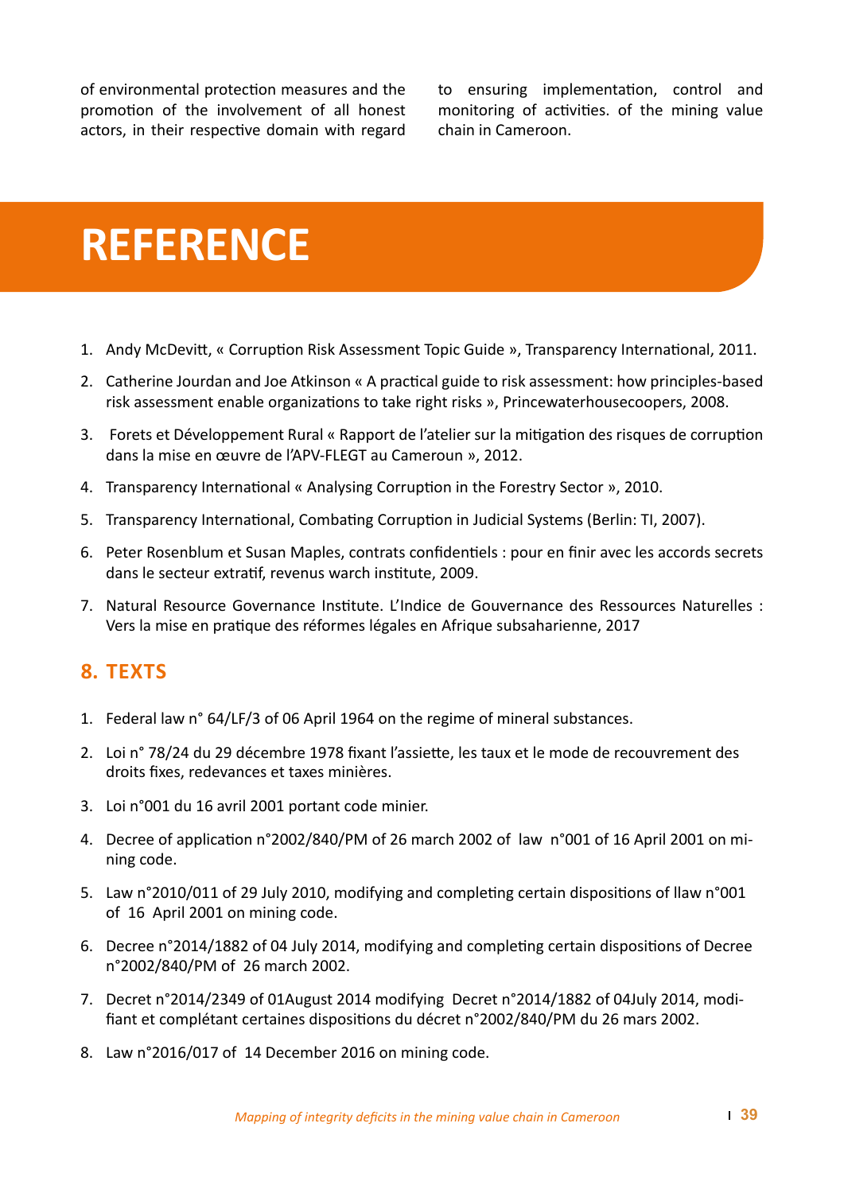of environmental protection measures and the promotion of the involvement of all honest actors, in their respective domain with regard to ensuring implementation, control and monitoring of activities. of the mining value chain in Cameroon.

# REFERENCE

1. Andy McDevitt, « Corruption Risk Assessment Topic Guide », Transparency International, 2011.
2. Catherine Jourdan and Joe Atkinson « A practical guide to risk assessment: how principles-based risk assessment enable organizations to take right risks », Princewaterhousecoopers, 2008.
3. Forets et Développement Rural « Rapport de l'atelier sur la mitigation des risques de corruption dans la mise en œuvre de l'APV-FLEGT au Cameroun », 2012.
4. Transparency International « Analysing Corruption in the Forestry Sector », 2010.
5. Transparency International, Combating Corruption in Judicial Systems (Berlin: TI, 2007).
6. Peter Rosenblum et Susan Maples, contrats confidentiels : pour en finir avec les accords secrets dans le secteur extratif, revenus warch institute, 2009.
7. Natural Resource Governance Institute. L'Indice de Gouvernance des Ressources Naturelles : Vers la mise en pratique des réformes légales en Afrique subsaharienne, 2017

## 8. TEXTS

1. Federal law n° 64/LF/3 of 06 April 1964 on the regime of mineral substances.
2. Loi n° 78/24 du 29 décembre 1978 fixant l'assiette, les taux et le mode de recouvrement des droits fixes, redevances et taxes minières.
3. Loi n°001 du 16 avril 2001 portant code minier.
4. Decree of application n°2002/840/PM of 26 march 2002 of law n°001 of 16 April 2001 on mining code.
5. Law n°2010/011 of 29 July 2010, modifying and completing certain dispositions of llaw n°001 of 16 April 2001 on mining code.
6. Decree n°2014/1882 of 04 July 2014, modifying and completing certain dispositions of Decree n°2002/840/PM of 26 march 2002.
7. Decret n°2014/2349 of 01August 2014 modifying Decret n°2014/1882 of 04July 2014, modifiant et complétant certaines dispositions du décret n°2002/840/PM du 26 mars 2002.
8. Law n°2016/017 of 14 December 2016 on mining code.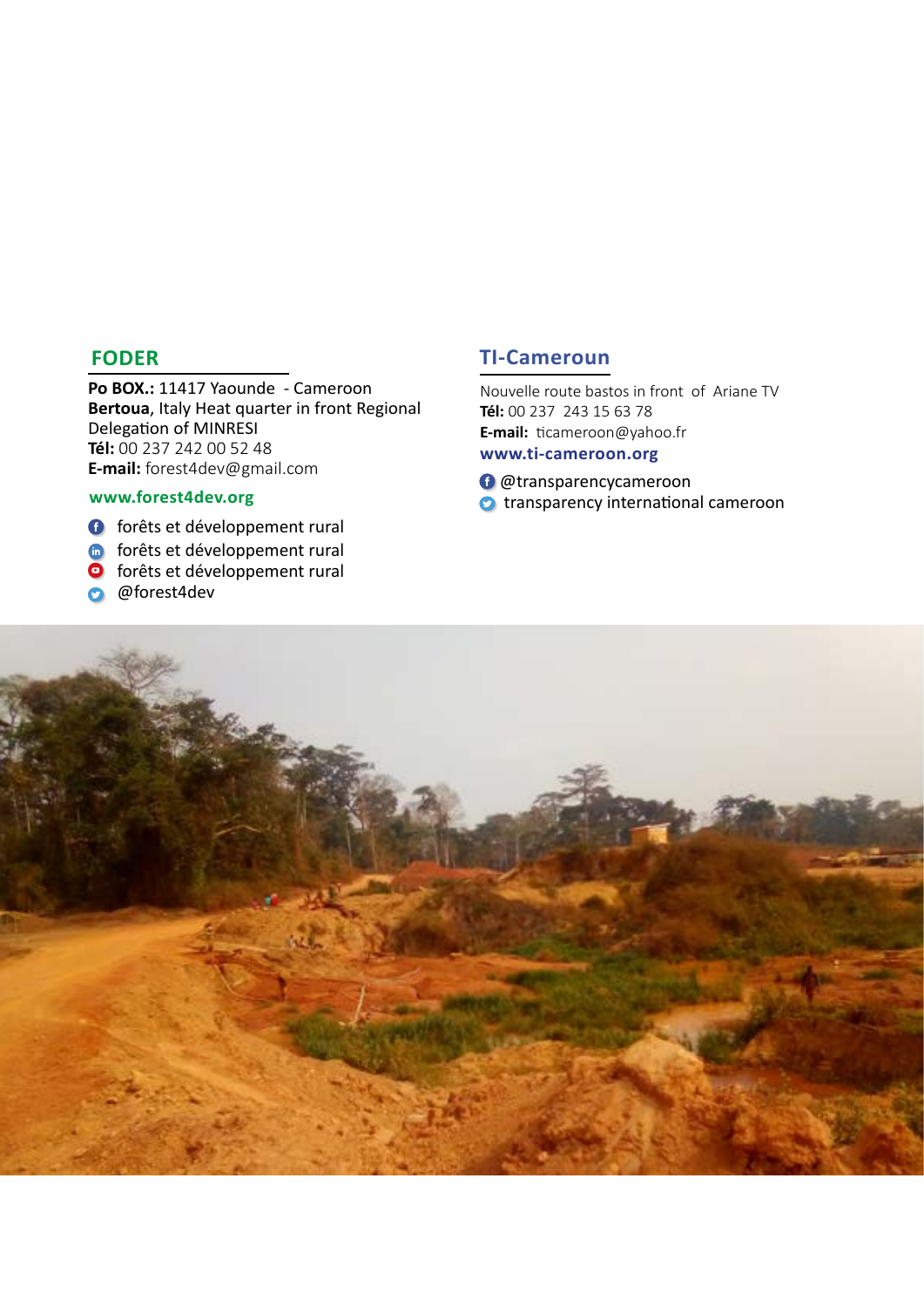## FODER

**Po BOX.:** 11417 Yaounde - Cameroon
**Bertoua**, Italy Heat quarter in front Regional Delegation of MINRESI
**Tél:** 00 237 242 00 52 48
**E-mail:** forest4dev@gmail.com

**www.forest4dev.org**

- forêts et développement rural
- forêts et développement rural
- forêts et développement rural
- @forest4dev

## TI-Cameroun

Nouvelle route bastos in front of Ariane TV
**Tél:** 00 237 243 15 63 78
**E-mail:** ticameroon@yahoo.fr
**www.ti-cameroon.org**

- @transparencycameroon
- transparency international cameroon